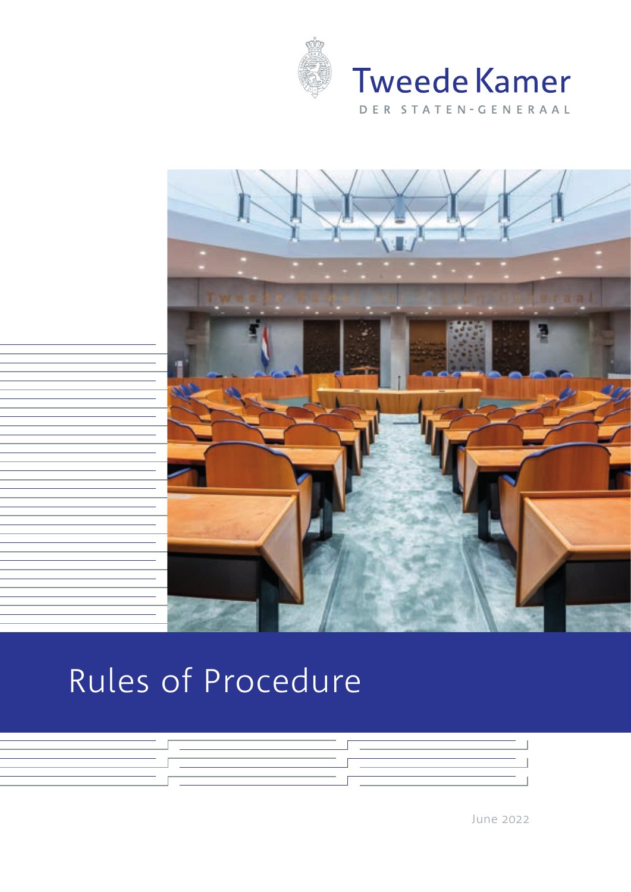Tweede Kamer

DER STATEN-GENERAAL

# Rules of Procedure

June 2022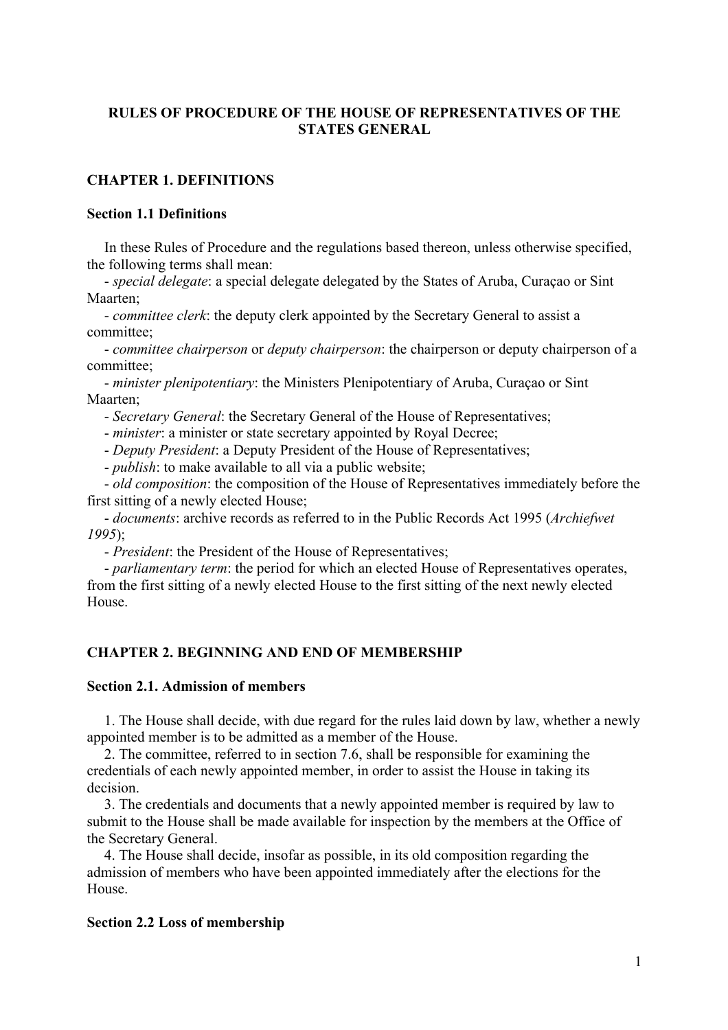# RULES OF PROCEDURE OF THE HOUSE OF REPRESENTATIVES OF THE STATES GENERAL

## CHAPTER 1. DEFINITIONS

### Section 1.1 Definitions

In these Rules of Procedure and the regulations based thereon, unless otherwise specified, the following terms shall mean:

- *special delegate*: a special delegate delegated by the States of Aruba, Curaçao or Sint Maarten;
- *committee clerk*: the deputy clerk appointed by the Secretary General to assist a committee;
- *committee chairperson* or *deputy chairperson*: the chairperson or deputy chairperson of a committee;
- *minister plenipotentiary*: the Ministers Plenipotentiary of Aruba, Curaçao or Sint Maarten;
- *Secretary General*: the Secretary General of the House of Representatives;
- *minister*: a minister or state secretary appointed by Royal Decree;
- *Deputy President*: a Deputy President of the House of Representatives;
- *publish*: to make available to all via a public website;
- *old composition*: the composition of the House of Representatives immediately before the first sitting of a newly elected House;
- *documents*: archive records as referred to in the Public Records Act 1995 (*Archiefwet 1995*);
- *President*: the President of the House of Representatives;
- *parliamentary term*: the period for which an elected House of Representatives operates, from the first sitting of a newly elected House to the first sitting of the next newly elected House.

## CHAPTER 2. BEGINNING AND END OF MEMBERSHIP

### Section 2.1. Admission of members

1. The House shall decide, with due regard for the rules laid down by law, whether a newly appointed member is to be admitted as a member of the House.
2. The committee, referred to in section 7.6, shall be responsible for examining the credentials of each newly appointed member, in order to assist the House in taking its decision.
3. The credentials and documents that a newly appointed member is required by law to submit to the House shall be made available for inspection by the members at the Office of the Secretary General.
4. The House shall decide, insofar as possible, in its old composition regarding the admission of members who have been appointed immediately after the elections for the House.

### Section 2.2 Loss of membership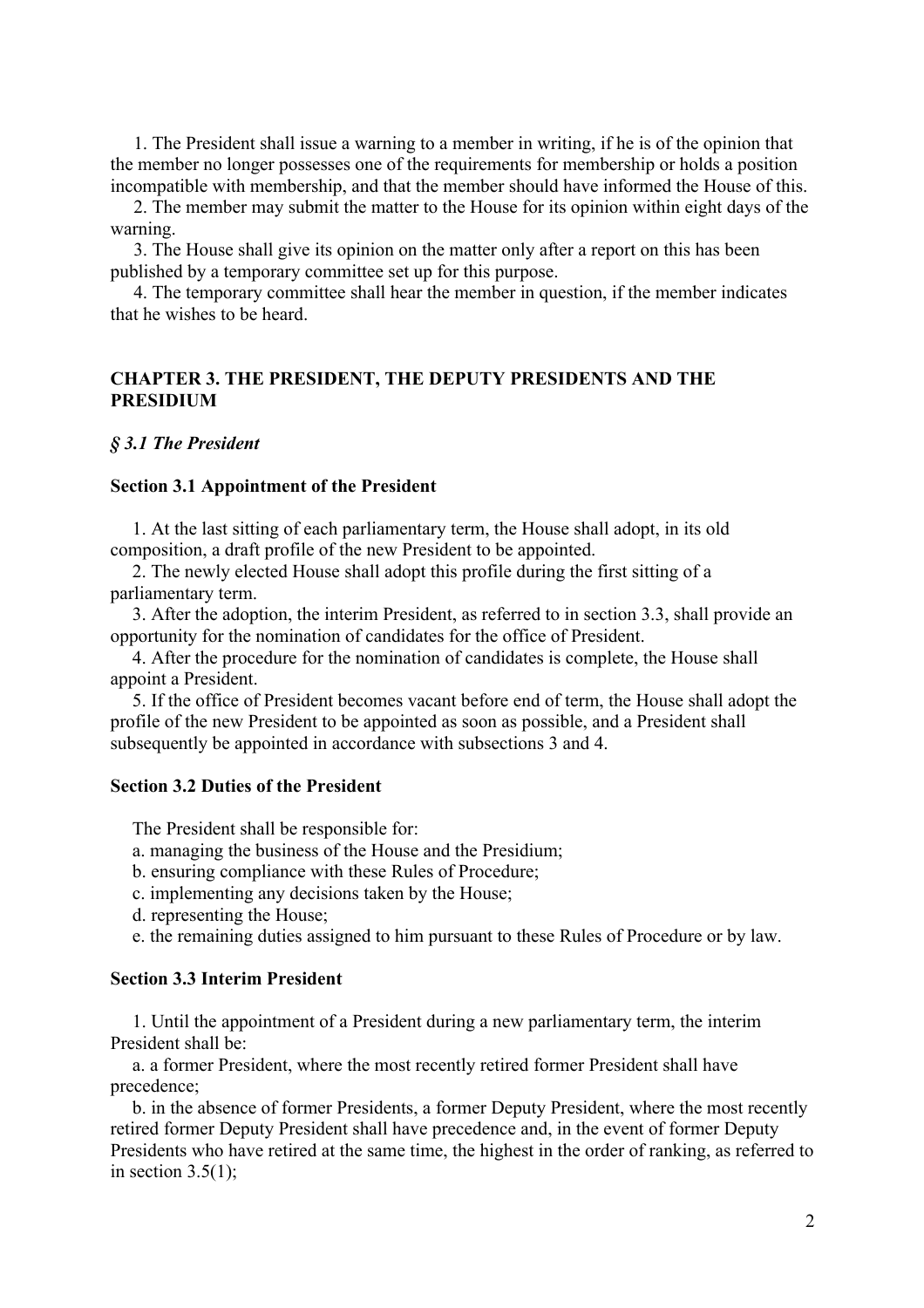1. The President shall issue a warning to a member in writing, if he is of the opinion that the member no longer possesses one of the requirements for membership or holds a position incompatible with membership, and that the member should have informed the House of this.

2. The member may submit the matter to the House for its opinion within eight days of the warning.

3. The House shall give its opinion on the matter only after a report on this has been published by a temporary committee set up for this purpose.

4. The temporary committee shall hear the member in question, if the member indicates that he wishes to be heard.

## CHAPTER 3. THE PRESIDENT, THE DEPUTY PRESIDENTS AND THE PRESIDIUM

### *§ 3.1 The President*

#### Section 3.1 Appointment of the President

1. At the last sitting of each parliamentary term, the House shall adopt, in its old composition, a draft profile of the new President to be appointed.

2. The newly elected House shall adopt this profile during the first sitting of a parliamentary term.

3. After the adoption, the interim President, as referred to in section 3.3, shall provide an opportunity for the nomination of candidates for the office of President.

4. After the procedure for the nomination of candidates is complete, the House shall appoint a President.

5. If the office of President becomes vacant before end of term, the House shall adopt the profile of the new President to be appointed as soon as possible, and a President shall subsequently be appointed in accordance with subsections 3 and 4.

#### Section 3.2 Duties of the President

The President shall be responsible for:

a. managing the business of the House and the Presidium;

b. ensuring compliance with these Rules of Procedure;

c. implementing any decisions taken by the House;

d. representing the House;

e. the remaining duties assigned to him pursuant to these Rules of Procedure or by law.

#### Section 3.3 Interim President

1. Until the appointment of a President during a new parliamentary term, the interim President shall be:

a. a former President, where the most recently retired former President shall have precedence;

b. in the absence of former Presidents, a former Deputy President, where the most recently retired former Deputy President shall have precedence and, in the event of former Deputy Presidents who have retired at the same time, the highest in the order of ranking, as referred to in section 3.5(1);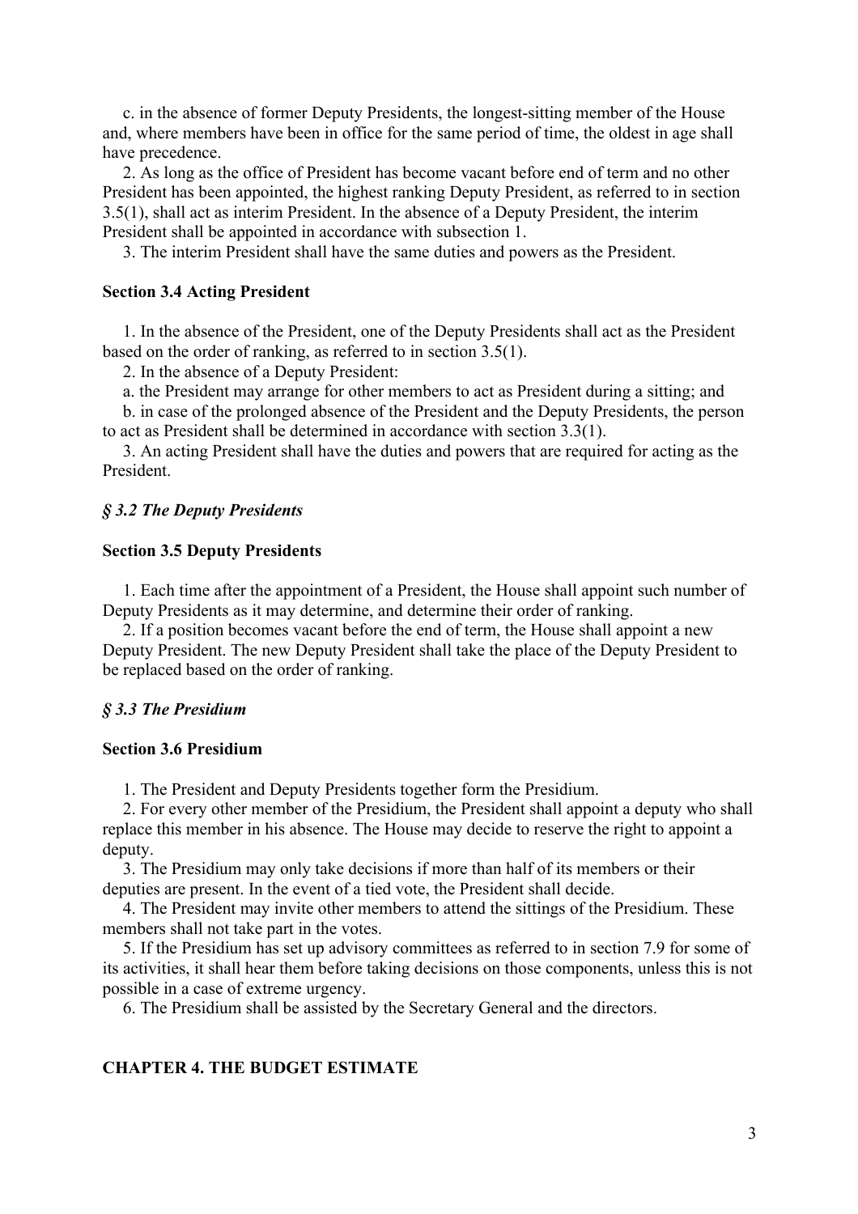c. in the absence of former Deputy Presidents, the longest-sitting member of the House and, where members have been in office for the same period of time, the oldest in age shall have precedence.

2. As long as the office of President has become vacant before end of term and no other President has been appointed, the highest ranking Deputy President, as referred to in section 3.5(1), shall act as interim President. In the absence of a Deputy President, the interim President shall be appointed in accordance with subsection 1.

3. The interim President shall have the same duties and powers as the President.

**Section 3.4 Acting President**

1. In the absence of the President, one of the Deputy Presidents shall act as the President based on the order of ranking, as referred to in section 3.5(1).

2. In the absence of a Deputy President:

a. the President may arrange for other members to act as President during a sitting; and

b. in case of the prolonged absence of the President and the Deputy Presidents, the person to act as President shall be determined in accordance with section 3.3(1).

3. An acting President shall have the duties and powers that are required for acting as the President.

***§ 3.2 The Deputy Presidents***

**Section 3.5 Deputy Presidents**

1. Each time after the appointment of a President, the House shall appoint such number of Deputy Presidents as it may determine, and determine their order of ranking.

2. If a position becomes vacant before the end of term, the House shall appoint a new Deputy President. The new Deputy President shall take the place of the Deputy President to be replaced based on the order of ranking.

***§ 3.3 The Presidium***

**Section 3.6 Presidium**

1. The President and Deputy Presidents together form the Presidium.

2. For every other member of the Presidium, the President shall appoint a deputy who shall replace this member in his absence. The House may decide to reserve the right to appoint a deputy.

3. The Presidium may only take decisions if more than half of its members or their deputies are present. In the event of a tied vote, the President shall decide.

4. The President may invite other members to attend the sittings of the Presidium. These members shall not take part in the votes.

5. If the Presidium has set up advisory committees as referred to in section 7.9 for some of its activities, it shall hear them before taking decisions on those components, unless this is not possible in a case of extreme urgency.

6. The Presidium shall be assisted by the Secretary General and the directors.

## CHAPTER 4. THE BUDGET ESTIMATE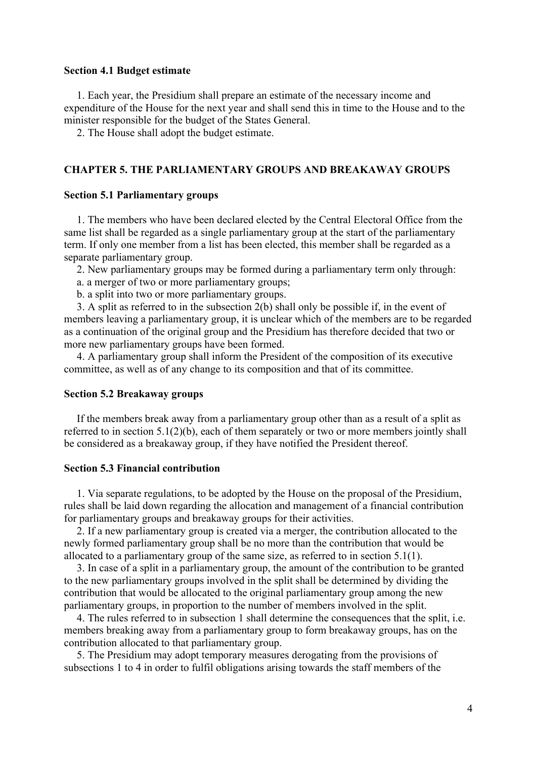### Section 4.1 Budget estimate

1. Each year, the Presidium shall prepare an estimate of the necessary income and expenditure of the House for the next year and shall send this in time to the House and to the minister responsible for the budget of the States General.
2. The House shall adopt the budget estimate.

## CHAPTER 5. THE PARLIAMENTARY GROUPS AND BREAKAWAY GROUPS

### Section 5.1 Parliamentary groups

1. The members who have been declared elected by the Central Electoral Office from the same list shall be regarded as a single parliamentary group at the start of the parliamentary term. If only one member from a list has been elected, this member shall be regarded as a separate parliamentary group.
2. New parliamentary groups may be formed during a parliamentary term only through:
   a. a merger of two or more parliamentary groups;
   b. a split into two or more parliamentary groups.
3. A split as referred to in the subsection 2(b) shall only be possible if, in the event of members leaving a parliamentary group, it is unclear which of the members are to be regarded as a continuation of the original group and the Presidium has therefore decided that two or more new parliamentary groups have been formed.
4. A parliamentary group shall inform the President of the composition of its executive committee, as well as of any change to its composition and that of its committee.

### Section 5.2 Breakaway groups

If the members break away from a parliamentary group other than as a result of a split as referred to in section 5.1(2)(b), each of them separately or two or more members jointly shall be considered as a breakaway group, if they have notified the President thereof.

### Section 5.3 Financial contribution

1. Via separate regulations, to be adopted by the House on the proposal of the Presidium, rules shall be laid down regarding the allocation and management of a financial contribution for parliamentary groups and breakaway groups for their activities.
2. If a new parliamentary group is created via a merger, the contribution allocated to the newly formed parliamentary group shall be no more than the contribution that would be allocated to a parliamentary group of the same size, as referred to in section 5.1(1).
3. In case of a split in a parliamentary group, the amount of the contribution to be granted to the new parliamentary groups involved in the split shall be determined by dividing the contribution that would be allocated to the original parliamentary group among the new parliamentary groups, in proportion to the number of members involved in the split.
4. The rules referred to in subsection 1 shall determine the consequences that the split, i.e. members breaking away from a parliamentary group to form breakaway groups, has on the contribution allocated to that parliamentary group.
5. The Presidium may adopt temporary measures derogating from the provisions of subsections 1 to 4 in order to fulfil obligations arising towards the staff members of the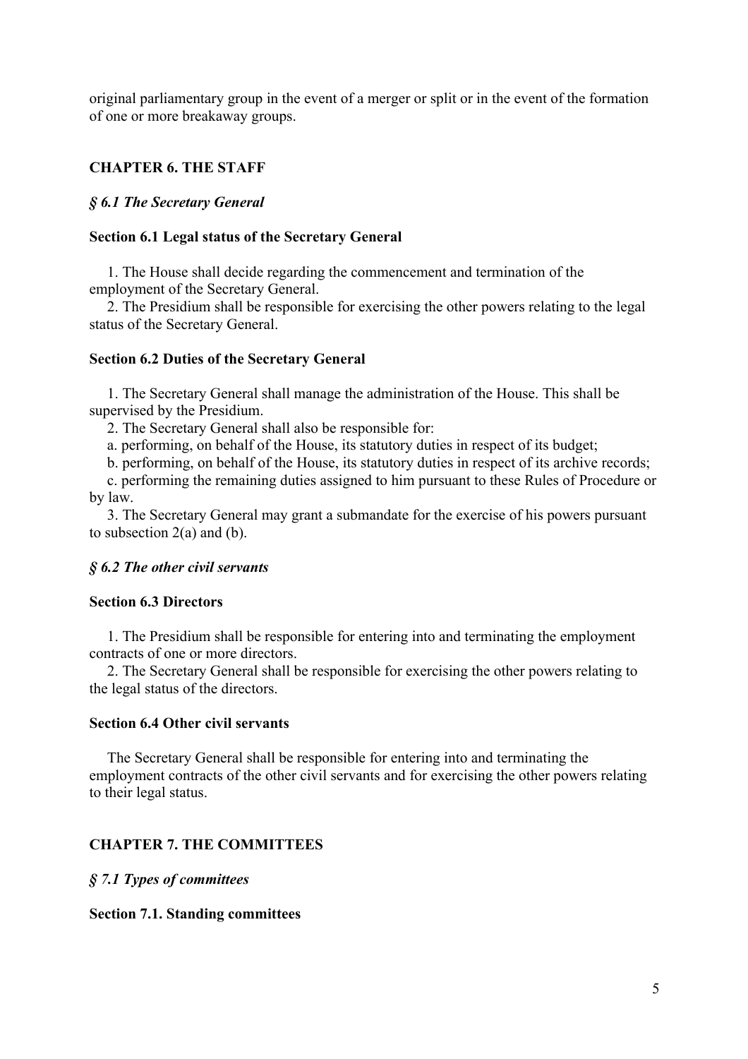original parliamentary group in the event of a merger or split or in the event of the formation of one or more breakaway groups.

## CHAPTER 6. THE STAFF

### *§ 6.1 The Secretary General*

#### Section 6.1 Legal status of the Secretary General

1. The House shall decide regarding the commencement and termination of the employment of the Secretary General.
2. The Presidium shall be responsible for exercising the other powers relating to the legal status of the Secretary General.

#### Section 6.2 Duties of the Secretary General

1. The Secretary General shall manage the administration of the House. This shall be supervised by the Presidium.
2. The Secretary General shall also be responsible for:
   a. performing, on behalf of the House, its statutory duties in respect of its budget;
   b. performing, on behalf of the House, its statutory duties in respect of its archive records;
   c. performing the remaining duties assigned to him pursuant to these Rules of Procedure or by law.
3. The Secretary General may grant a submandate for the exercise of his powers pursuant to subsection 2(a) and (b).

### *§ 6.2 The other civil servants*

#### Section 6.3 Directors

1. The Presidium shall be responsible for entering into and terminating the employment contracts of one or more directors.
2. The Secretary General shall be responsible for exercising the other powers relating to the legal status of the directors.

#### Section 6.4 Other civil servants

The Secretary General shall be responsible for entering into and terminating the employment contracts of the other civil servants and for exercising the other powers relating to their legal status.

## CHAPTER 7. THE COMMITTEES

### *§ 7.1 Types of committees*

#### Section 7.1. Standing committees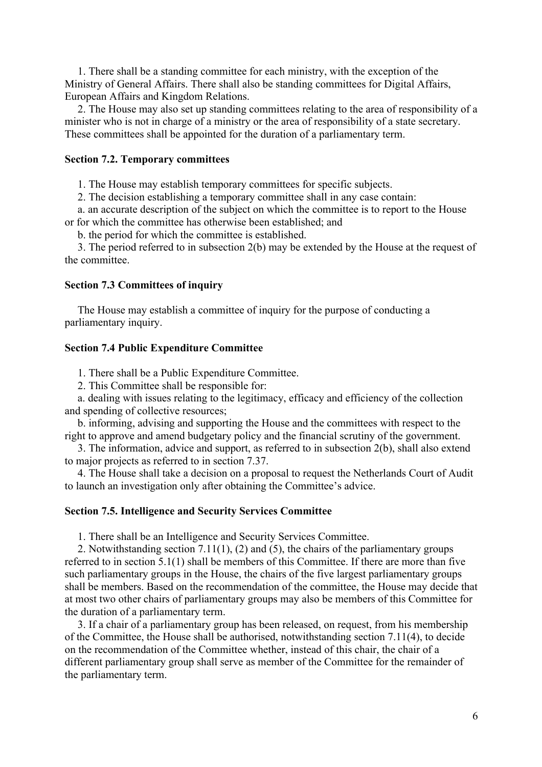1. There shall be a standing committee for each ministry, with the exception of the Ministry of General Affairs. There shall also be standing committees for Digital Affairs, European Affairs and Kingdom Relations.

2. The House may also set up standing committees relating to the area of responsibility of a minister who is not in charge of a ministry or the area of responsibility of a state secretary. These committees shall be appointed for the duration of a parliamentary term.

### Section 7.2. Temporary committees

1. The House may establish temporary committees for specific subjects.

2. The decision establishing a temporary committee shall in any case contain:

a. an accurate description of the subject on which the committee is to report to the House or for which the committee has otherwise been established; and

b. the period for which the committee is established.

3. The period referred to in subsection 2(b) may be extended by the House at the request of the committee.

### Section 7.3 Committees of inquiry

The House may establish a committee of inquiry for the purpose of conducting a parliamentary inquiry.

### Section 7.4 Public Expenditure Committee

1. There shall be a Public Expenditure Committee.

2. This Committee shall be responsible for:

a. dealing with issues relating to the legitimacy, efficacy and efficiency of the collection and spending of collective resources;

b. informing, advising and supporting the House and the committees with respect to the right to approve and amend budgetary policy and the financial scrutiny of the government.

3. The information, advice and support, as referred to in subsection 2(b), shall also extend to major projects as referred to in section 7.37.

4. The House shall take a decision on a proposal to request the Netherlands Court of Audit to launch an investigation only after obtaining the Committee's advice.

### Section 7.5. Intelligence and Security Services Committee

1. There shall be an Intelligence and Security Services Committee.

2. Notwithstanding section 7.11(1), (2) and (5), the chairs of the parliamentary groups referred to in section 5.1(1) shall be members of this Committee. If there are more than five such parliamentary groups in the House, the chairs of the five largest parliamentary groups shall be members. Based on the recommendation of the committee, the House may decide that at most two other chairs of parliamentary groups may also be members of this Committee for the duration of a parliamentary term.

3. If a chair of a parliamentary group has been released, on request, from his membership of the Committee, the House shall be authorised, notwithstanding section 7.11(4), to decide on the recommendation of the Committee whether, instead of this chair, the chair of a different parliamentary group shall serve as member of the Committee for the remainder of the parliamentary term.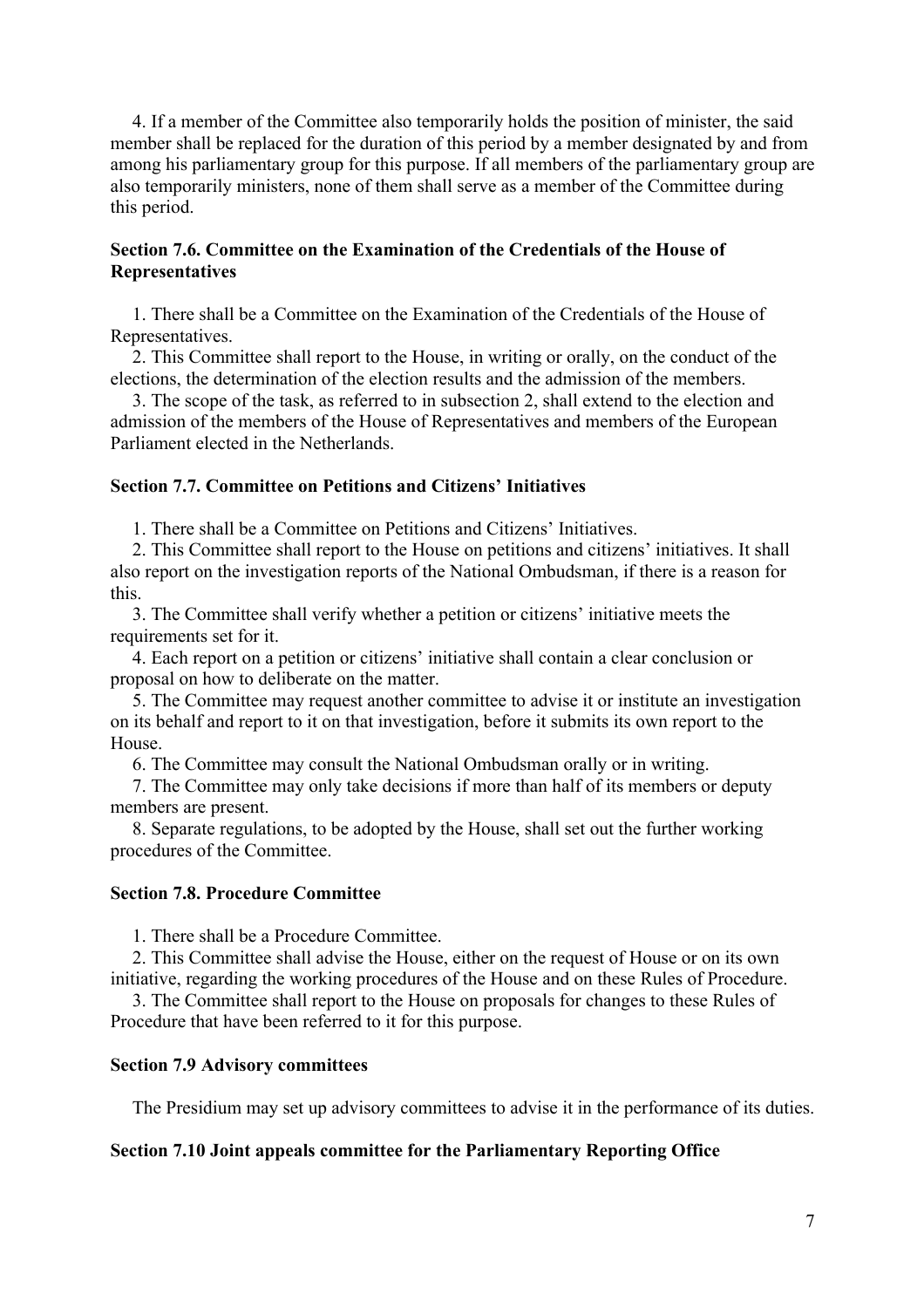4. If a member of the Committee also temporarily holds the position of minister, the said member shall be replaced for the duration of this period by a member designated by and from among his parliamentary group for this purpose. If all members of the parliamentary group are also temporarily ministers, none of them shall serve as a member of the Committee during this period.

### Section 7.6. Committee on the Examination of the Credentials of the House of Representatives

1. There shall be a Committee on the Examination of the Credentials of the House of Representatives.

2. This Committee shall report to the House, in writing or orally, on the conduct of the elections, the determination of the election results and the admission of the members.

3. The scope of the task, as referred to in subsection 2, shall extend to the election and admission of the members of the House of Representatives and members of the European Parliament elected in the Netherlands.

### Section 7.7. Committee on Petitions and Citizens' Initiatives

1. There shall be a Committee on Petitions and Citizens' Initiatives.

2. This Committee shall report to the House on petitions and citizens' initiatives. It shall also report on the investigation reports of the National Ombudsman, if there is a reason for this.

3. The Committee shall verify whether a petition or citizens' initiative meets the requirements set for it.

4. Each report on a petition or citizens' initiative shall contain a clear conclusion or proposal on how to deliberate on the matter.

5. The Committee may request another committee to advise it or institute an investigation on its behalf and report to it on that investigation, before it submits its own report to the House.

6. The Committee may consult the National Ombudsman orally or in writing.

7. The Committee may only take decisions if more than half of its members or deputy members are present.

8. Separate regulations, to be adopted by the House, shall set out the further working procedures of the Committee.

### Section 7.8. Procedure Committee

1. There shall be a Procedure Committee.

2. This Committee shall advise the House, either on the request of House or on its own initiative, regarding the working procedures of the House and on these Rules of Procedure.

3. The Committee shall report to the House on proposals for changes to these Rules of Procedure that have been referred to it for this purpose.

### Section 7.9 Advisory committees

The Presidium may set up advisory committees to advise it in the performance of its duties.

### Section 7.10 Joint appeals committee for the Parliamentary Reporting Office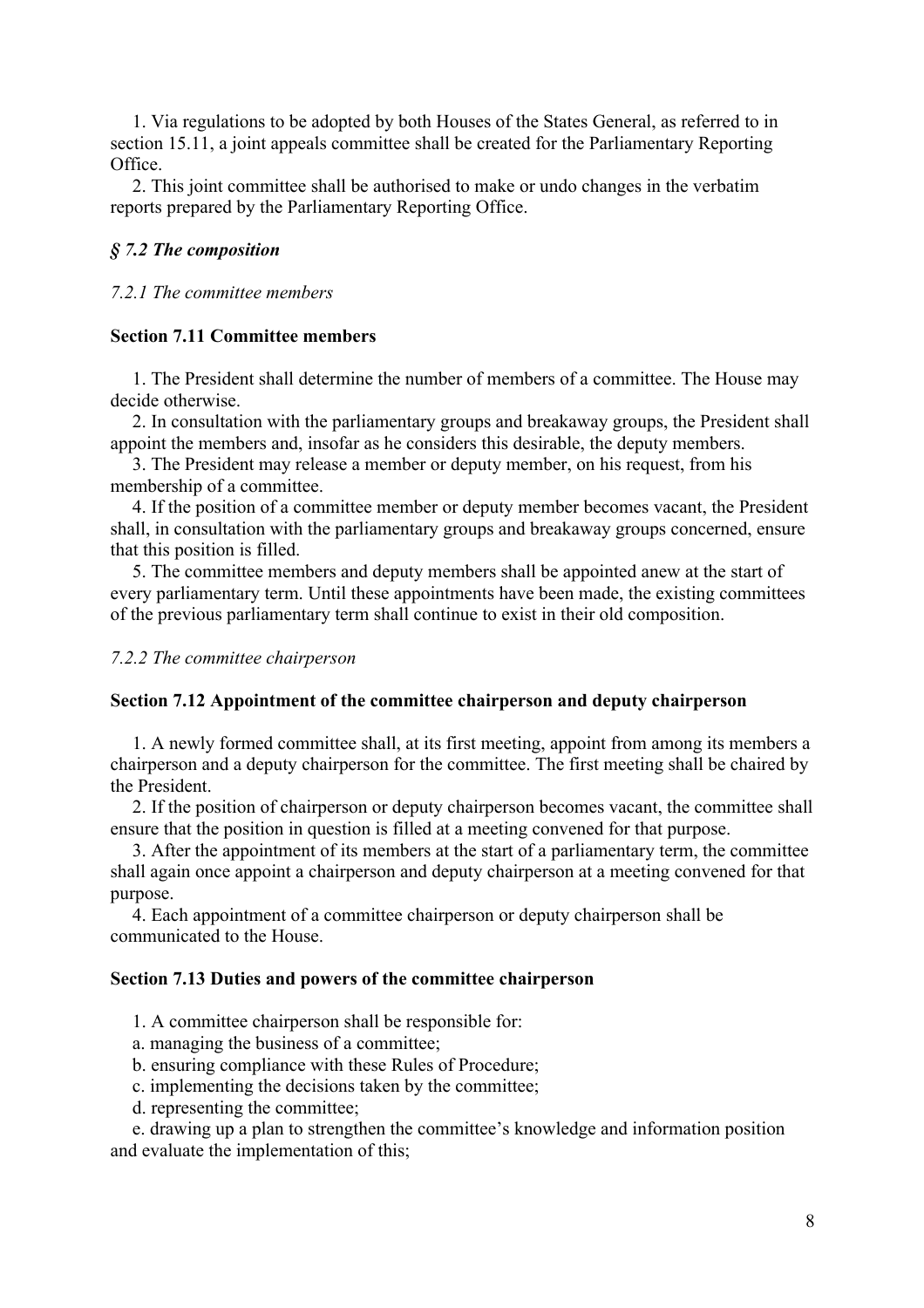1. Via regulations to be adopted by both Houses of the States General, as referred to in section 15.11, a joint appeals committee shall be created for the Parliamentary Reporting Office.

2. This joint committee shall be authorised to make or undo changes in the verbatim reports prepared by the Parliamentary Reporting Office.

### *§ 7.2 The composition*

*7.2.1 The committee members*

#### **Section 7.11 Committee members**

1. The President shall determine the number of members of a committee. The House may decide otherwise.

2. In consultation with the parliamentary groups and breakaway groups, the President shall appoint the members and, insofar as he considers this desirable, the deputy members.

3. The President may release a member or deputy member, on his request, from his membership of a committee.

4. If the position of a committee member or deputy member becomes vacant, the President shall, in consultation with the parliamentary groups and breakaway groups concerned, ensure that this position is filled.

5. The committee members and deputy members shall be appointed anew at the start of every parliamentary term. Until these appointments have been made, the existing committees of the previous parliamentary term shall continue to exist in their old composition.

*7.2.2 The committee chairperson*

#### **Section 7.12 Appointment of the committee chairperson and deputy chairperson**

1. A newly formed committee shall, at its first meeting, appoint from among its members a chairperson and a deputy chairperson for the committee. The first meeting shall be chaired by the President.

2. If the position of chairperson or deputy chairperson becomes vacant, the committee shall ensure that the position in question is filled at a meeting convened for that purpose.

3. After the appointment of its members at the start of a parliamentary term, the committee shall again once appoint a chairperson and deputy chairperson at a meeting convened for that purpose.

4. Each appointment of a committee chairperson or deputy chairperson shall be communicated to the House.

#### **Section 7.13 Duties and powers of the committee chairperson**

1. A committee chairperson shall be responsible for:

a. managing the business of a committee;

b. ensuring compliance with these Rules of Procedure;

c. implementing the decisions taken by the committee;

d. representing the committee;

e. drawing up a plan to strengthen the committee's knowledge and information position and evaluate the implementation of this;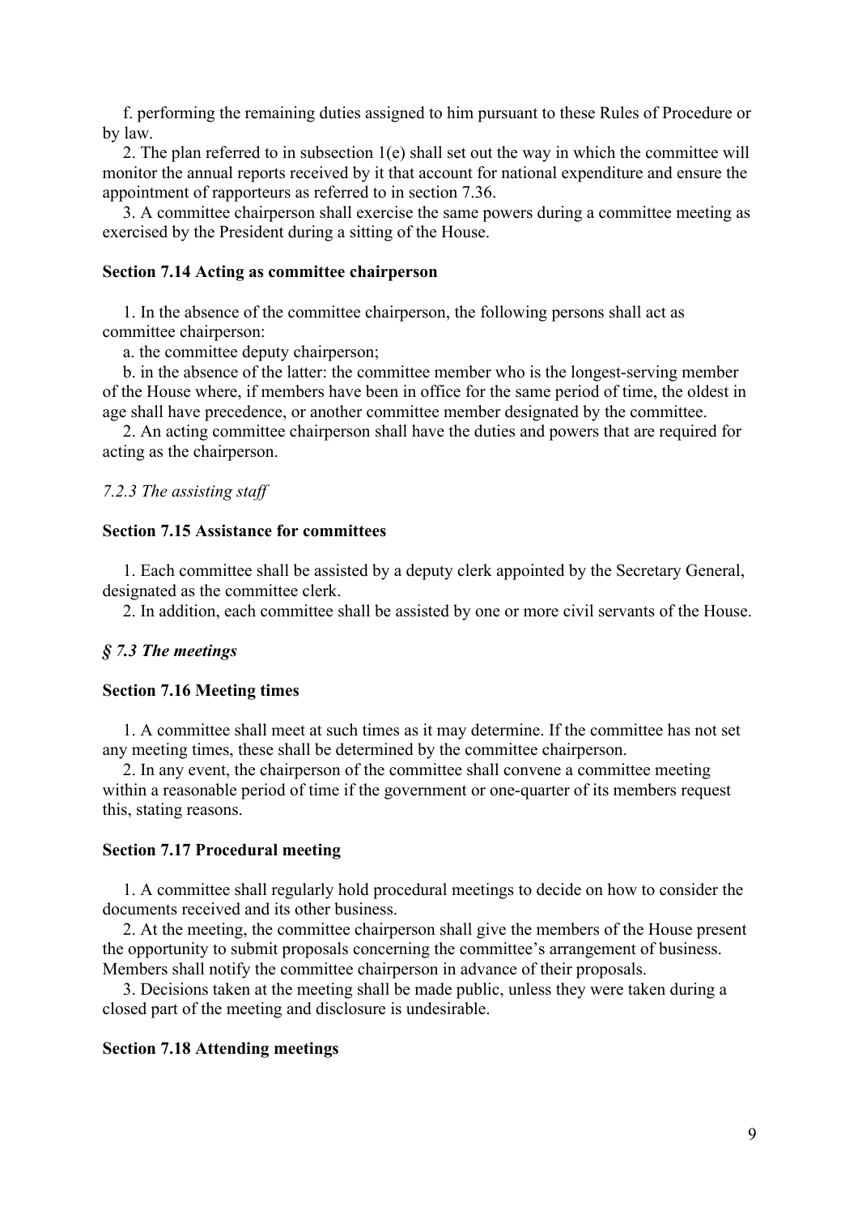f. performing the remaining duties assigned to him pursuant to these Rules of Procedure or by law.

2. The plan referred to in subsection 1(e) shall set out the way in which the committee will monitor the annual reports received by it that account for national expenditure and ensure the appointment of rapporteurs as referred to in section 7.36.

3. A committee chairperson shall exercise the same powers during a committee meeting as exercised by the President during a sitting of the House.

**Section 7.14 Acting as committee chairperson**

1. In the absence of the committee chairperson, the following persons shall act as committee chairperson:

a. the committee deputy chairperson;

b. in the absence of the latter: the committee member who is the longest-serving member of the House where, if members have been in office for the same period of time, the oldest in age shall have precedence, or another committee member designated by the committee.

2. An acting committee chairperson shall have the duties and powers that are required for acting as the chairperson.

*7.2.3 The assisting staff*

**Section 7.15 Assistance for committees**

1. Each committee shall be assisted by a deputy clerk appointed by the Secretary General, designated as the committee clerk.

2. In addition, each committee shall be assisted by one or more civil servants of the House.

***§ 7.3 The meetings***

**Section 7.16 Meeting times**

1. A committee shall meet at such times as it may determine. If the committee has not set any meeting times, these shall be determined by the committee chairperson.

2. In any event, the chairperson of the committee shall convene a committee meeting within a reasonable period of time if the government or one-quarter of its members request this, stating reasons.

**Section 7.17 Procedural meeting**

1. A committee shall regularly hold procedural meetings to decide on how to consider the documents received and its other business.

2. At the meeting, the committee chairperson shall give the members of the House present the opportunity to submit proposals concerning the committee's arrangement of business. Members shall notify the committee chairperson in advance of their proposals.

3. Decisions taken at the meeting shall be made public, unless they were taken during a closed part of the meeting and disclosure is undesirable.

**Section 7.18 Attending meetings**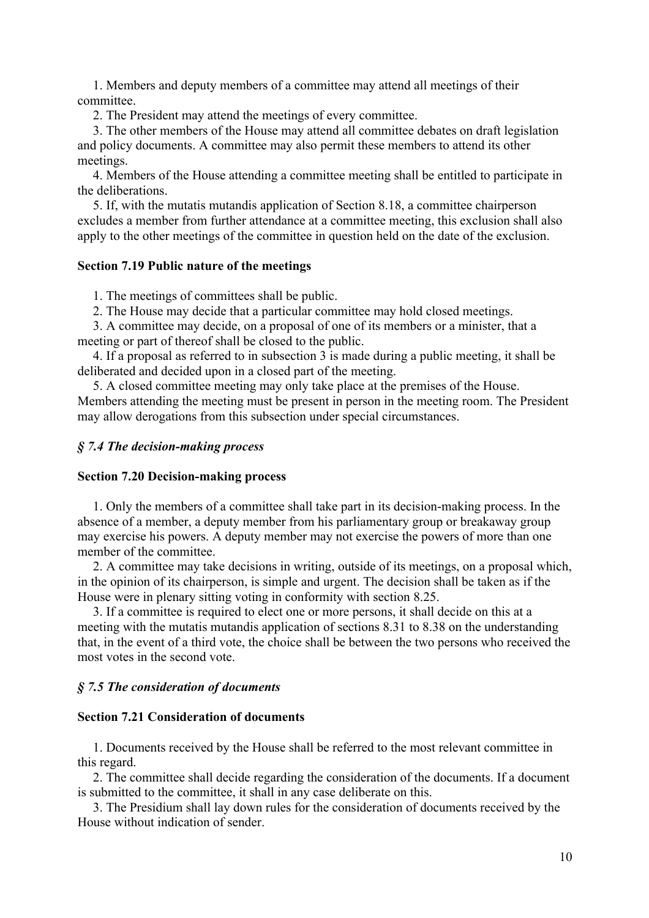1. Members and deputy members of a committee may attend all meetings of their committee.
2. The President may attend the meetings of every committee.
3. The other members of the House may attend all committee debates on draft legislation and policy documents. A committee may also permit these members to attend its other meetings.
4. Members of the House attending a committee meeting shall be entitled to participate in the deliberations.
5. If, with the mutatis mutandis application of Section 8.18, a committee chairperson excludes a member from further attendance at a committee meeting, this exclusion shall also apply to the other meetings of the committee in question held on the date of the exclusion.

**Section 7.19 Public nature of the meetings**

1. The meetings of committees shall be public.
2. The House may decide that a particular committee may hold closed meetings.
3. A committee may decide, on a proposal of one of its members or a minister, that a meeting or part of thereof shall be closed to the public.
4. If a proposal as referred to in subsection 3 is made during a public meeting, it shall be deliberated and decided upon in a closed part of the meeting.
5. A closed committee meeting may only take place at the premises of the House. Members attending the meeting must be present in person in the meeting room. The President may allow derogations from this subsection under special circumstances.

***§ 7.4 The decision-making process***

**Section 7.20 Decision-making process**

1. Only the members of a committee shall take part in its decision-making process. In the absence of a member, a deputy member from his parliamentary group or breakaway group may exercise his powers. A deputy member may not exercise the powers of more than one member of the committee.
2. A committee may take decisions in writing, outside of its meetings, on a proposal which, in the opinion of its chairperson, is simple and urgent. The decision shall be taken as if the House were in plenary sitting voting in conformity with section 8.25.
3. If a committee is required to elect one or more persons, it shall decide on this at a meeting with the mutatis mutandis application of sections 8.31 to 8.38 on the understanding that, in the event of a third vote, the choice shall be between the two persons who received the most votes in the second vote.

***§ 7.5 The consideration of documents***

**Section 7.21 Consideration of documents**

1. Documents received by the House shall be referred to the most relevant committee in this regard.
2. The committee shall decide regarding the consideration of the documents. If a document is submitted to the committee, it shall in any case deliberate on this.
3. The Presidium shall lay down rules for the consideration of documents received by the House without indication of sender.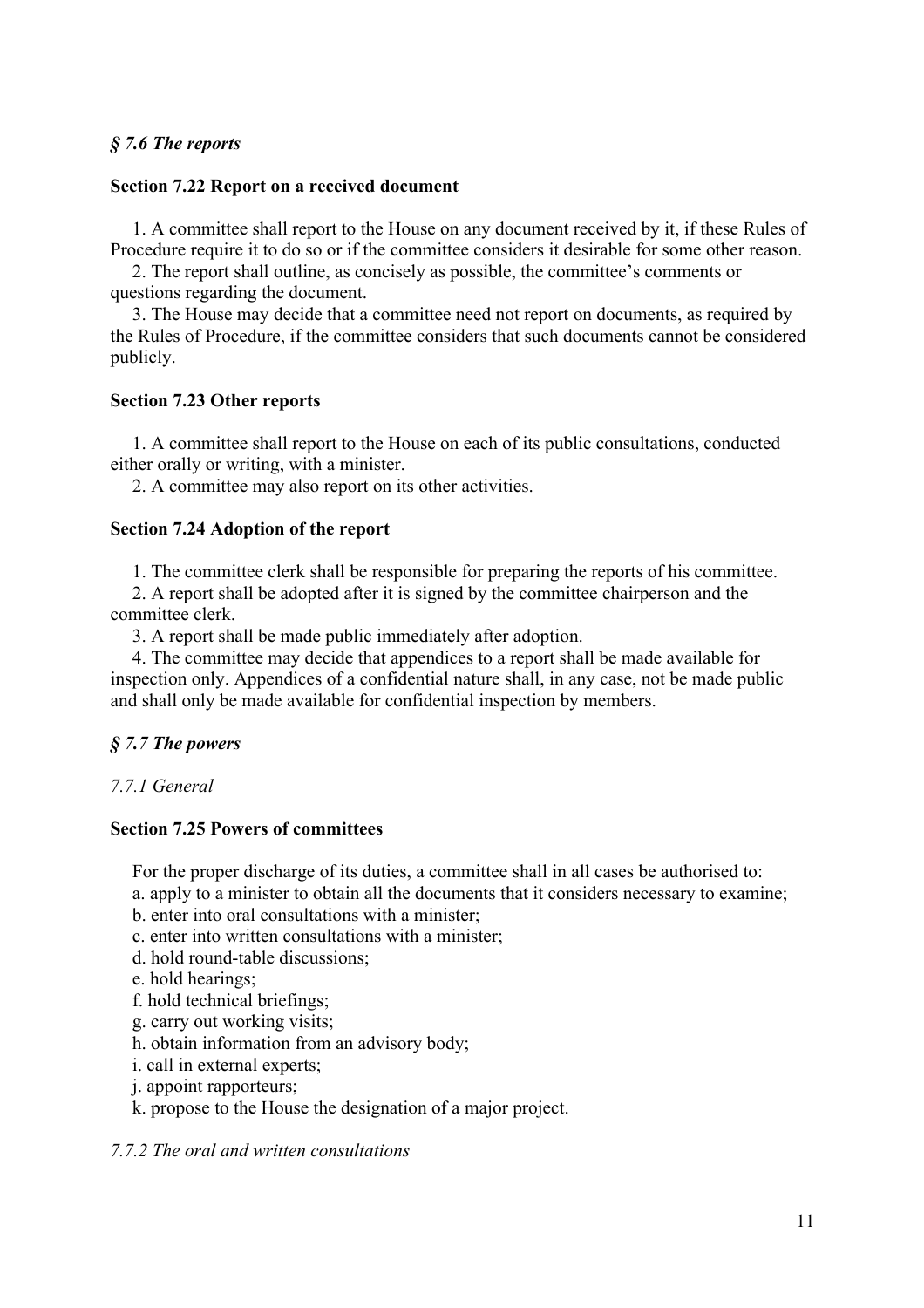### *§ 7.6 The reports*

#### Section 7.22 Report on a received document

1. A committee shall report to the House on any document received by it, if these Rules of Procedure require it to do so or if the committee considers it desirable for some other reason.
2. The report shall outline, as concisely as possible, the committee's comments or questions regarding the document.
3. The House may decide that a committee need not report on documents, as required by the Rules of Procedure, if the committee considers that such documents cannot be considered publicly.

#### Section 7.23 Other reports

1. A committee shall report to the House on each of its public consultations, conducted either orally or writing, with a minister.
2. A committee may also report on its other activities.

#### Section 7.24 Adoption of the report

1. The committee clerk shall be responsible for preparing the reports of his committee.
2. A report shall be adopted after it is signed by the committee chairperson and the committee clerk.
3. A report shall be made public immediately after adoption.
4. The committee may decide that appendices to a report shall be made available for inspection only. Appendices of a confidential nature shall, in any case, not be made public and shall only be made available for confidential inspection by members.

### *§ 7.7 The powers*

*7.7.1 General*

#### Section 7.25 Powers of committees

For the proper discharge of its duties, a committee shall in all cases be authorised to:

a. apply to a minister to obtain all the documents that it considers necessary to examine;
b. enter into oral consultations with a minister;
c. enter into written consultations with a minister;
d. hold round-table discussions;
e. hold hearings;
f. hold technical briefings;
g. carry out working visits;
h. obtain information from an advisory body;
i. call in external experts;
j. appoint rapporteurs;
k. propose to the House the designation of a major project.

*7.7.2 The oral and written consultations*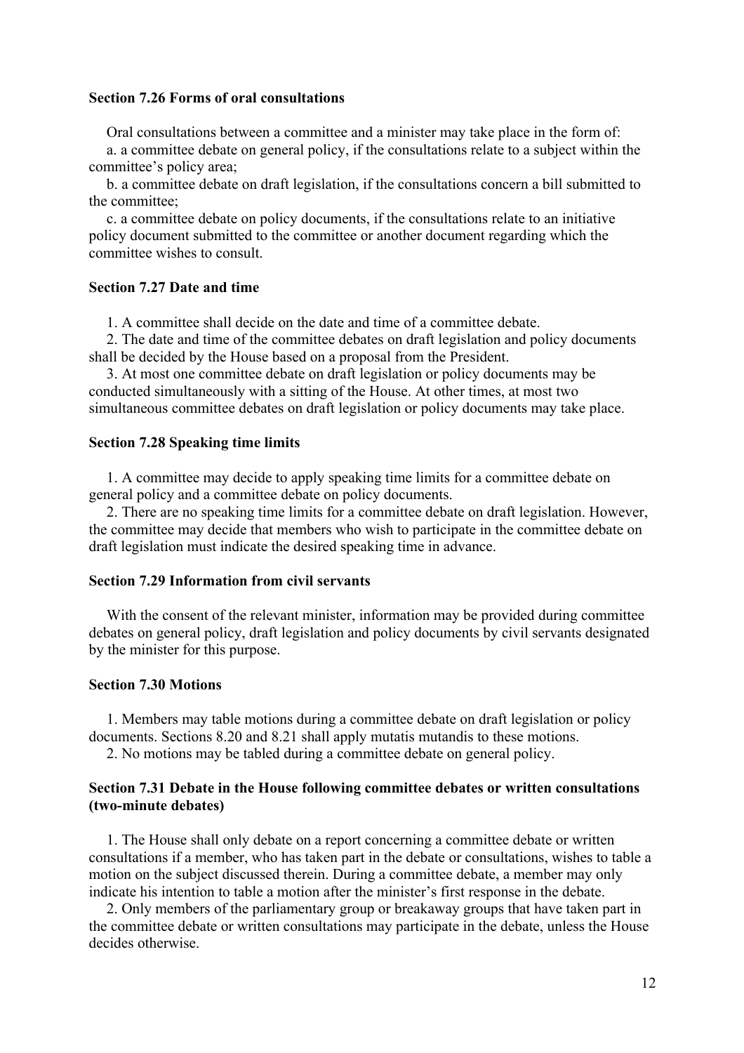**Section 7.26 Forms of oral consultations**

Oral consultations between a committee and a minister may take place in the form of:

a. a committee debate on general policy, if the consultations relate to a subject within the committee's policy area;

b. a committee debate on draft legislation, if the consultations concern a bill submitted to the committee;

c. a committee debate on policy documents, if the consultations relate to an initiative policy document submitted to the committee or another document regarding which the committee wishes to consult.

**Section 7.27 Date and time**

1. A committee shall decide on the date and time of a committee debate.
2. The date and time of the committee debates on draft legislation and policy documents shall be decided by the House based on a proposal from the President.
3. At most one committee debate on draft legislation or policy documents may be conducted simultaneously with a sitting of the House. At other times, at most two simultaneous committee debates on draft legislation or policy documents may take place.

**Section 7.28 Speaking time limits**

1. A committee may decide to apply speaking time limits for a committee debate on general policy and a committee debate on policy documents.
2. There are no speaking time limits for a committee debate on draft legislation. However, the committee may decide that members who wish to participate in the committee debate on draft legislation must indicate the desired speaking time in advance.

**Section 7.29 Information from civil servants**

With the consent of the relevant minister, information may be provided during committee debates on general policy, draft legislation and policy documents by civil servants designated by the minister for this purpose.

**Section 7.30 Motions**

1. Members may table motions during a committee debate on draft legislation or policy documents. Sections 8.20 and 8.21 shall apply mutatis mutandis to these motions.
2. No motions may be tabled during a committee debate on general policy.

**Section 7.31 Debate in the House following committee debates or written consultations (two-minute debates)**

1. The House shall only debate on a report concerning a committee debate or written consultations if a member, who has taken part in the debate or consultations, wishes to table a motion on the subject discussed therein. During a committee debate, a member may only indicate his intention to table a motion after the minister's first response in the debate.
2. Only members of the parliamentary group or breakaway groups that have taken part in the committee debate or written consultations may participate in the debate, unless the House decides otherwise.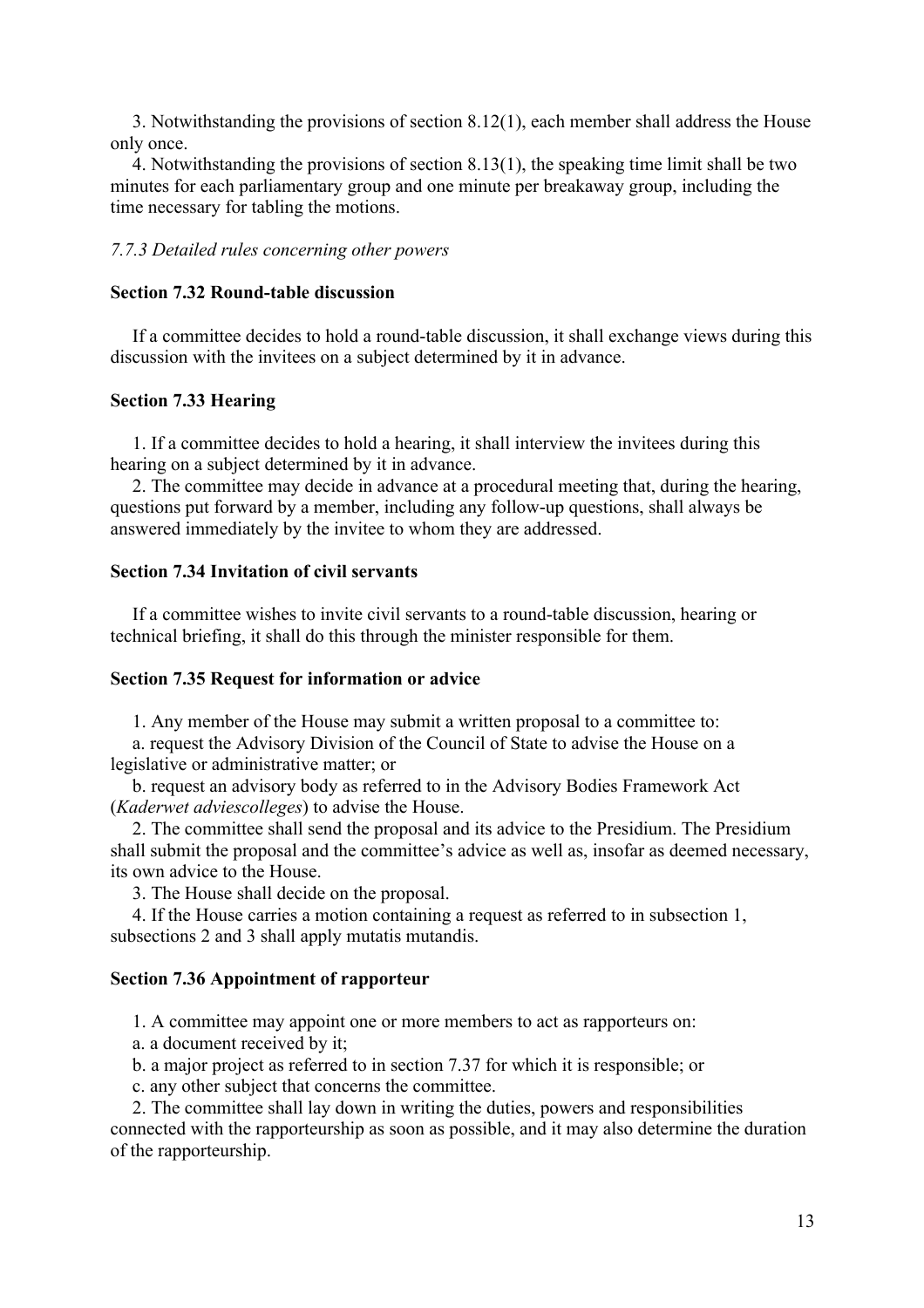3. Notwithstanding the provisions of section 8.12(1), each member shall address the House only once.

4. Notwithstanding the provisions of section 8.13(1), the speaking time limit shall be two minutes for each parliamentary group and one minute per breakaway group, including the time necessary for tabling the motions.

*7.7.3 Detailed rules concerning other powers*

**Section 7.32 Round-table discussion**

If a committee decides to hold a round-table discussion, it shall exchange views during this discussion with the invitees on a subject determined by it in advance.

**Section 7.33 Hearing**

1. If a committee decides to hold a hearing, it shall interview the invitees during this hearing on a subject determined by it in advance.

2. The committee may decide in advance at a procedural meeting that, during the hearing, questions put forward by a member, including any follow-up questions, shall always be answered immediately by the invitee to whom they are addressed.

**Section 7.34 Invitation of civil servants**

If a committee wishes to invite civil servants to a round-table discussion, hearing or technical briefing, it shall do this through the minister responsible for them.

**Section 7.35 Request for information or advice**

1. Any member of the House may submit a written proposal to a committee to:

a. request the Advisory Division of the Council of State to advise the House on a legislative or administrative matter; or

b. request an advisory body as referred to in the Advisory Bodies Framework Act (*Kaderwet adviescolleges*) to advise the House.

2. The committee shall send the proposal and its advice to the Presidium. The Presidium shall submit the proposal and the committee's advice as well as, insofar as deemed necessary, its own advice to the House.

3. The House shall decide on the proposal.

4. If the House carries a motion containing a request as referred to in subsection 1, subsections 2 and 3 shall apply mutatis mutandis.

**Section 7.36 Appointment of rapporteur**

1. A committee may appoint one or more members to act as rapporteurs on:

a. a document received by it;

b. a major project as referred to in section 7.37 for which it is responsible; or

c. any other subject that concerns the committee.

2. The committee shall lay down in writing the duties, powers and responsibilities connected with the rapporteurship as soon as possible, and it may also determine the duration of the rapporteurship.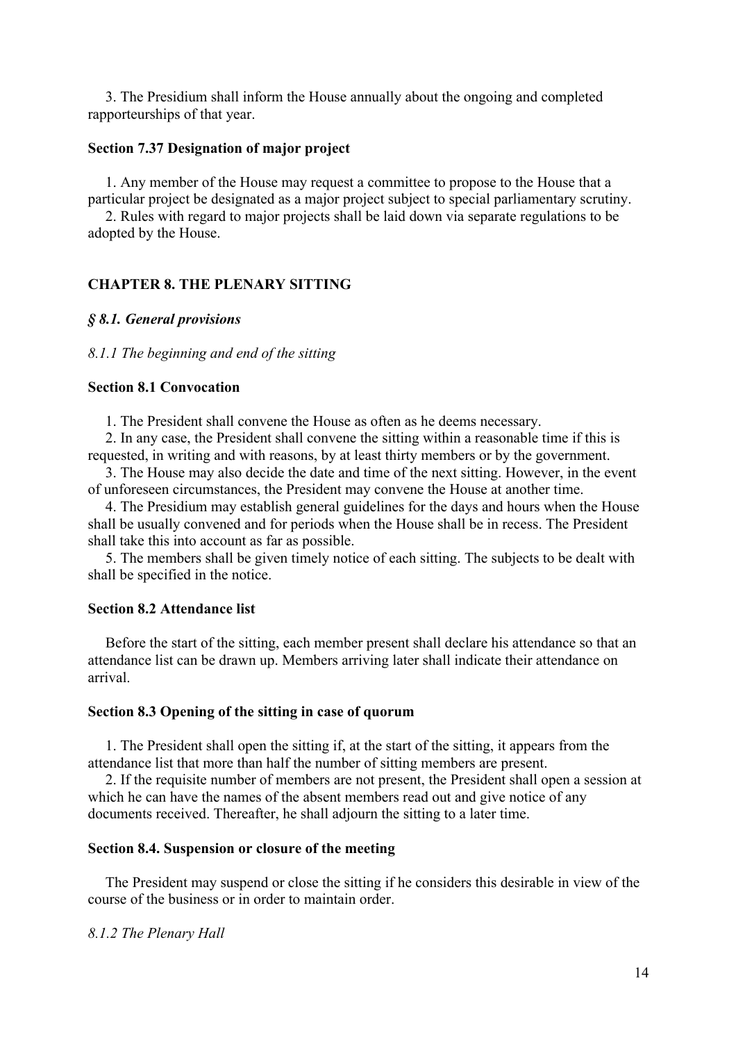3. The Presidium shall inform the House annually about the ongoing and completed rapporteurships of that year.

**Section 7.37 Designation of major project**

1. Any member of the House may request a committee to propose to the House that a particular project be designated as a major project subject to special parliamentary scrutiny.
2. Rules with regard to major projects shall be laid down via separate regulations to be adopted by the House.

## CHAPTER 8. THE PLENARY SITTING

### *§ 8.1. General provisions*

*8.1.1 The beginning and end of the sitting*

**Section 8.1 Convocation**

1. The President shall convene the House as often as he deems necessary.
2. In any case, the President shall convene the sitting within a reasonable time if this is requested, in writing and with reasons, by at least thirty members or by the government.
3. The House may also decide the date and time of the next sitting. However, in the event of unforeseen circumstances, the President may convene the House at another time.
4. The Presidium may establish general guidelines for the days and hours when the House shall be usually convened and for periods when the House shall be in recess. The President shall take this into account as far as possible.
5. The members shall be given timely notice of each sitting. The subjects to be dealt with shall be specified in the notice.

**Section 8.2 Attendance list**

Before the start of the sitting, each member present shall declare his attendance so that an attendance list can be drawn up. Members arriving later shall indicate their attendance on arrival.

**Section 8.3 Opening of the sitting in case of quorum**

1. The President shall open the sitting if, at the start of the sitting, it appears from the attendance list that more than half the number of sitting members are present.
2. If the requisite number of members are not present, the President shall open a session at which he can have the names of the absent members read out and give notice of any documents received. Thereafter, he shall adjourn the sitting to a later time.

**Section 8.4. Suspension or closure of the meeting**

The President may suspend or close the sitting if he considers this desirable in view of the course of the business or in order to maintain order.

*8.1.2 The Plenary Hall*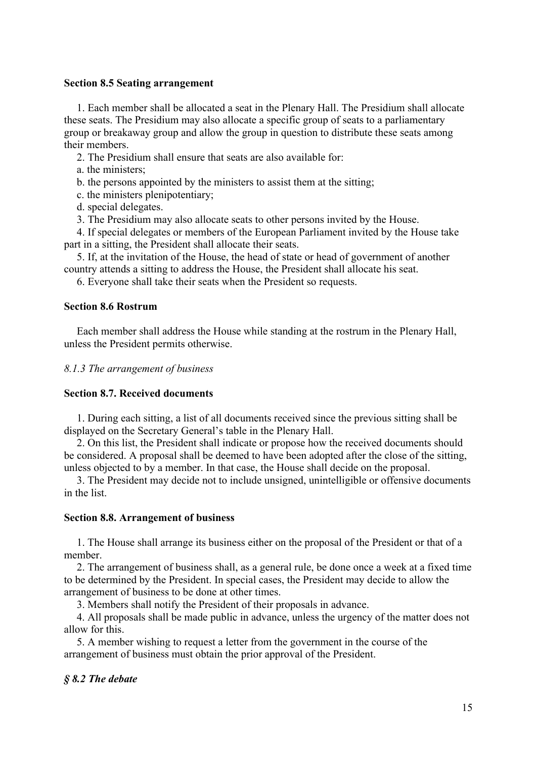**Section 8.5 Seating arrangement**

1. Each member shall be allocated a seat in the Plenary Hall. The Presidium shall allocate these seats. The Presidium may also allocate a specific group of seats to a parliamentary group or breakaway group and allow the group in question to distribute these seats among their members.

2. The Presidium shall ensure that seats are also available for:

a. the ministers;

b. the persons appointed by the ministers to assist them at the sitting;

c. the ministers plenipotentiary;

d. special delegates.

3. The Presidium may also allocate seats to other persons invited by the House.

4. If special delegates or members of the European Parliament invited by the House take part in a sitting, the President shall allocate their seats.

5. If, at the invitation of the House, the head of state or head of government of another country attends a sitting to address the House, the President shall allocate his seat.

6. Everyone shall take their seats when the President so requests.

**Section 8.6 Rostrum**

Each member shall address the House while standing at the rostrum in the Plenary Hall, unless the President permits otherwise.

*8.1.3 The arrangement of business*

**Section 8.7. Received documents**

1. During each sitting, a list of all documents received since the previous sitting shall be displayed on the Secretary General's table in the Plenary Hall.

2. On this list, the President shall indicate or propose how the received documents should be considered. A proposal shall be deemed to have been adopted after the close of the sitting, unless objected to by a member. In that case, the House shall decide on the proposal.

3. The President may decide not to include unsigned, unintelligible or offensive documents in the list.

**Section 8.8. Arrangement of business**

1. The House shall arrange its business either on the proposal of the President or that of a member.

2. The arrangement of business shall, as a general rule, be done once a week at a fixed time to be determined by the President. In special cases, the President may decide to allow the arrangement of business to be done at other times.

3. Members shall notify the President of their proposals in advance.

4. All proposals shall be made public in advance, unless the urgency of the matter does not allow for this.

5. A member wishing to request a letter from the government in the course of the arrangement of business must obtain the prior approval of the President.

***§ 8.2 The debate***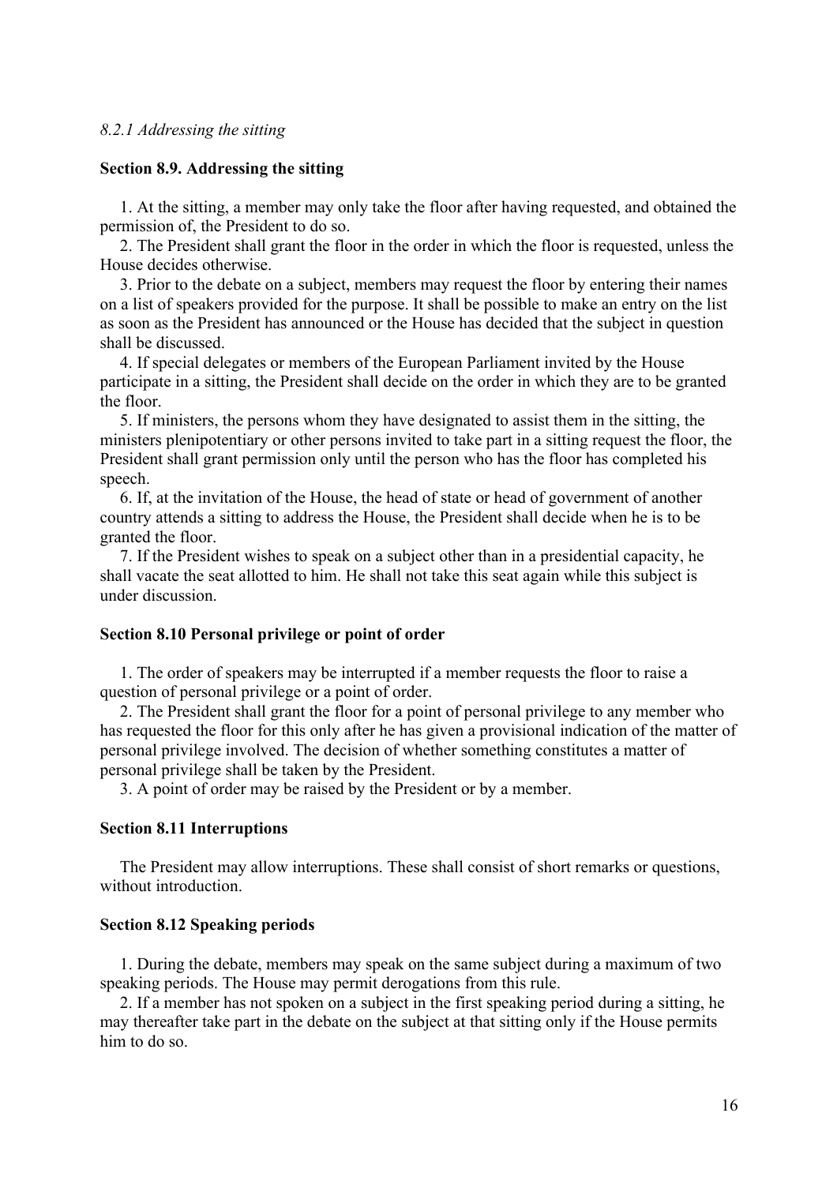*8.2.1 Addressing the sitting*

**Section 8.9. Addressing the sitting**

1. At the sitting, a member may only take the floor after having requested, and obtained the permission of, the President to do so.
2. The President shall grant the floor in the order in which the floor is requested, unless the House decides otherwise.
3. Prior to the debate on a subject, members may request the floor by entering their names on a list of speakers provided for the purpose. It shall be possible to make an entry on the list as soon as the President has announced or the House has decided that the subject in question shall be discussed.
4. If special delegates or members of the European Parliament invited by the House participate in a sitting, the President shall decide on the order in which they are to be granted the floor.
5. If ministers, the persons whom they have designated to assist them in the sitting, the ministers plenipotentiary or other persons invited to take part in a sitting request the floor, the President shall grant permission only until the person who has the floor has completed his speech.
6. If, at the invitation of the House, the head of state or head of government of another country attends a sitting to address the House, the President shall decide when he is to be granted the floor.
7. If the President wishes to speak on a subject other than in a presidential capacity, he shall vacate the seat allotted to him. He shall not take this seat again while this subject is under discussion.

**Section 8.10 Personal privilege or point of order**

1. The order of speakers may be interrupted if a member requests the floor to raise a question of personal privilege or a point of order.
2. The President shall grant the floor for a point of personal privilege to any member who has requested the floor for this only after he has given a provisional indication of the matter of personal privilege involved. The decision of whether something constitutes a matter of personal privilege shall be taken by the President.
3. A point of order may be raised by the President or by a member.

**Section 8.11 Interruptions**

The President may allow interruptions. These shall consist of short remarks or questions, without introduction.

**Section 8.12 Speaking periods**

1. During the debate, members may speak on the same subject during a maximum of two speaking periods. The House may permit derogations from this rule.
2. If a member has not spoken on a subject in the first speaking period during a sitting, he may thereafter take part in the debate on the subject at that sitting only if the House permits him to do so.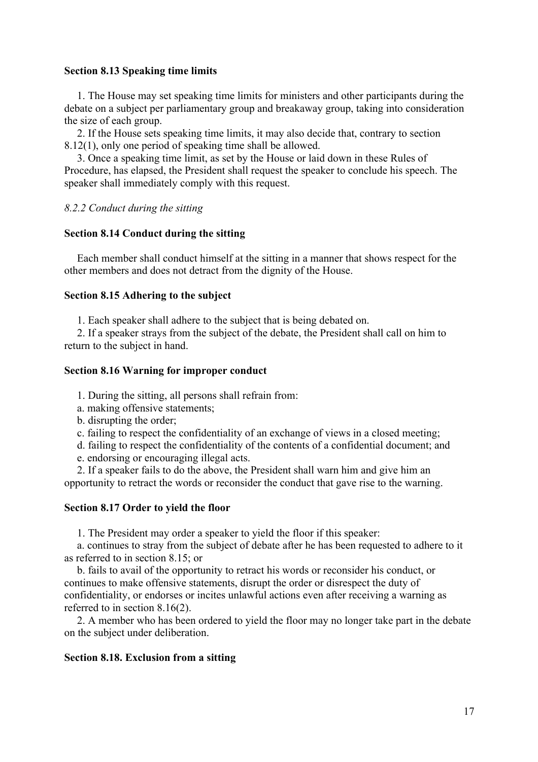### Section 8.13 Speaking time limits

1. The House may set speaking time limits for ministers and other participants during the debate on a subject per parliamentary group and breakaway group, taking into consideration the size of each group.
2. If the House sets speaking time limits, it may also decide that, contrary to section 8.12(1), only one period of speaking time shall be allowed.
3. Once a speaking time limit, as set by the House or laid down in these Rules of Procedure, has elapsed, the President shall request the speaker to conclude his speech. The speaker shall immediately comply with this request.

*8.2.2 Conduct during the sitting*

### Section 8.14 Conduct during the sitting

Each member shall conduct himself at the sitting in a manner that shows respect for the other members and does not detract from the dignity of the House.

### Section 8.15 Adhering to the subject

1. Each speaker shall adhere to the subject that is being debated on.
2. If a speaker strays from the subject of the debate, the President shall call on him to return to the subject in hand.

### Section 8.16 Warning for improper conduct

1. During the sitting, all persons shall refrain from:
   a. making offensive statements;
   b. disrupting the order;
   c. failing to respect the confidentiality of an exchange of views in a closed meeting;
   d. failing to respect the confidentiality of the contents of a confidential document; and
   e. endorsing or encouraging illegal acts.
2. If a speaker fails to do the above, the President shall warn him and give him an opportunity to retract the words or reconsider the conduct that gave rise to the warning.

### Section 8.17 Order to yield the floor

1. The President may order a speaker to yield the floor if this speaker:
   a. continues to stray from the subject of debate after he has been requested to adhere to it as referred to in section 8.15; or
   b. fails to avail of the opportunity to retract his words or reconsider his conduct, or continues to make offensive statements, disrupt the order or disrespect the duty of confidentiality, or endorses or incites unlawful actions even after receiving a warning as referred to in section 8.16(2).
2. A member who has been ordered to yield the floor may no longer take part in the debate on the subject under deliberation.

### Section 8.18. Exclusion from a sitting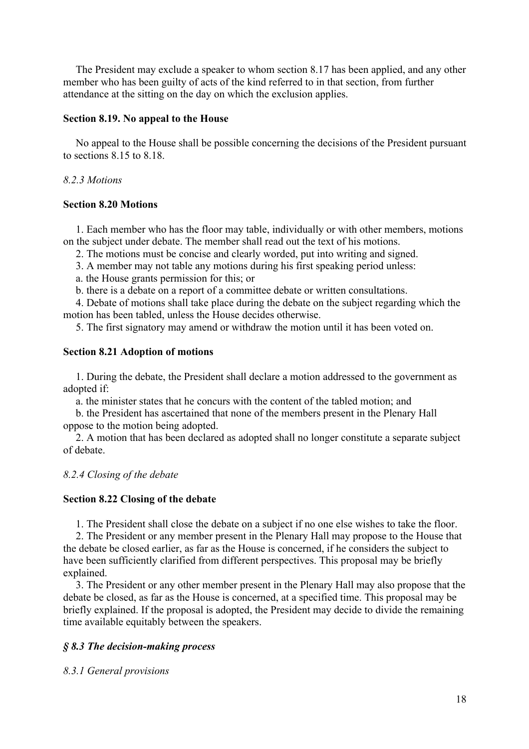The President may exclude a speaker to whom section 8.17 has been applied, and any other member who has been guilty of acts of the kind referred to in that section, from further attendance at the sitting on the day on which the exclusion applies.

**Section 8.19. No appeal to the House**

No appeal to the House shall be possible concerning the decisions of the President pursuant to sections 8.15 to 8.18.

*8.2.3 Motions*

**Section 8.20 Motions**

1. Each member who has the floor may table, individually or with other members, motions on the subject under debate. The member shall read out the text of his motions.
2. The motions must be concise and clearly worded, put into writing and signed.
3. A member may not table any motions during his first speaking period unless:
   a. the House grants permission for this; or
   b. there is a debate on a report of a committee debate or written consultations.
4. Debate of motions shall take place during the debate on the subject regarding which the motion has been tabled, unless the House decides otherwise.
5. The first signatory may amend or withdraw the motion until it has been voted on.

**Section 8.21 Adoption of motions**

1. During the debate, the President shall declare a motion addressed to the government as adopted if:
   a. the minister states that he concurs with the content of the tabled motion; and
   b. the President has ascertained that none of the members present in the Plenary Hall oppose to the motion being adopted.
2. A motion that has been declared as adopted shall no longer constitute a separate subject of debate.

*8.2.4 Closing of the debate*

**Section 8.22 Closing of the debate**

1. The President shall close the debate on a subject if no one else wishes to take the floor.
2. The President or any member present in the Plenary Hall may propose to the House that the debate be closed earlier, as far as the House is concerned, if he considers the subject to have been sufficiently clarified from different perspectives. This proposal may be briefly explained.
3. The President or any other member present in the Plenary Hall may also propose that the debate be closed, as far as the House is concerned, at a specified time. This proposal may be briefly explained. If the proposal is adopted, the President may decide to divide the remaining time available equitably between the speakers.

***§ 8.3 The decision-making process***

*8.3.1 General provisions*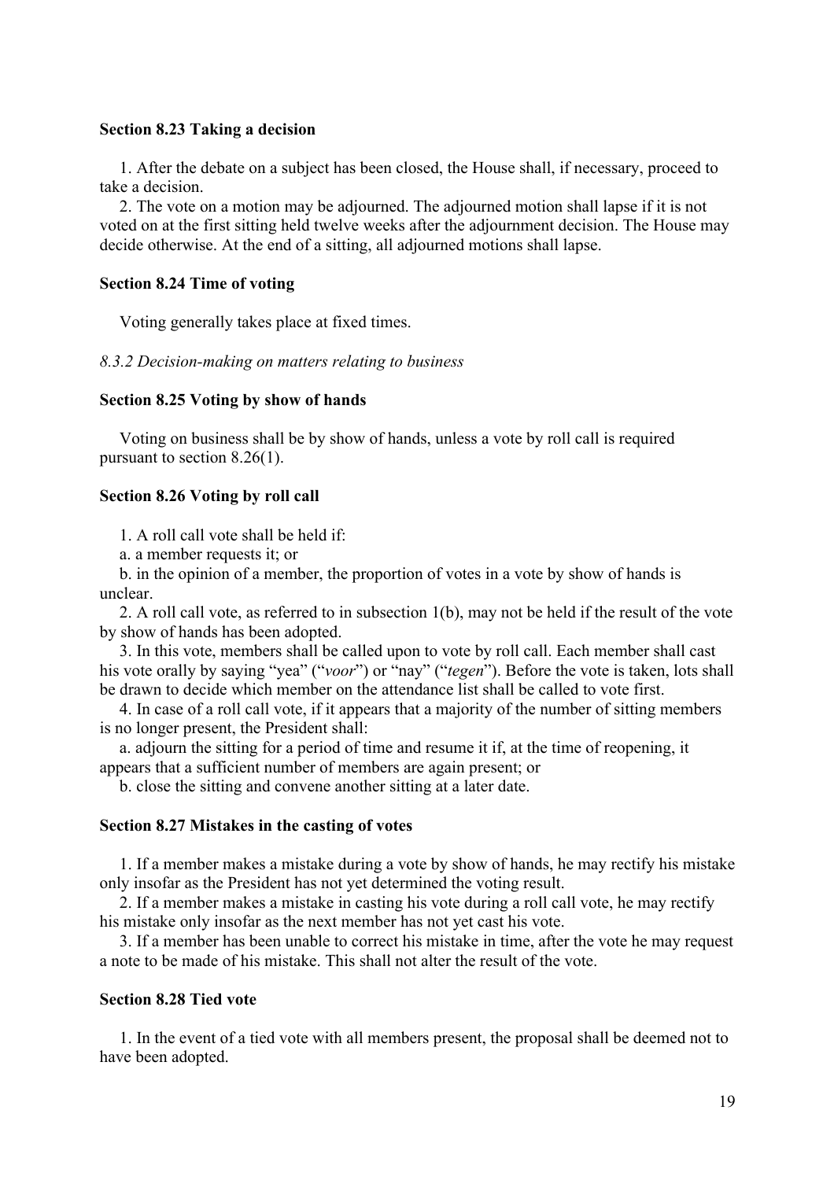### Section 8.23 Taking a decision

1. After the debate on a subject has been closed, the House shall, if necessary, proceed to take a decision.

2. The vote on a motion may be adjourned. The adjourned motion shall lapse if it is not voted on at the first sitting held twelve weeks after the adjournment decision. The House may decide otherwise. At the end of a sitting, all adjourned motions shall lapse.

### Section 8.24 Time of voting

Voting generally takes place at fixed times.

*8.3.2 Decision-making on matters relating to business*

### Section 8.25 Voting by show of hands

Voting on business shall be by show of hands, unless a vote by roll call is required pursuant to section 8.26(1).

### Section 8.26 Voting by roll call

1. A roll call vote shall be held if:

a. a member requests it; or

b. in the opinion of a member, the proportion of votes in a vote by show of hands is unclear.

2. A roll call vote, as referred to in subsection 1(b), may not be held if the result of the vote by show of hands has been adopted.

3. In this vote, members shall be called upon to vote by roll call. Each member shall cast his vote orally by saying "yea" ("*voor*") or "nay" ("*tegen*"). Before the vote is taken, lots shall be drawn to decide which member on the attendance list shall be called to vote first.

4. In case of a roll call vote, if it appears that a majority of the number of sitting members is no longer present, the President shall:

a. adjourn the sitting for a period of time and resume it if, at the time of reopening, it appears that a sufficient number of members are again present; or

b. close the sitting and convene another sitting at a later date.

### Section 8.27 Mistakes in the casting of votes

1. If a member makes a mistake during a vote by show of hands, he may rectify his mistake only insofar as the President has not yet determined the voting result.

2. If a member makes a mistake in casting his vote during a roll call vote, he may rectify his mistake only insofar as the next member has not yet cast his vote.

3. If a member has been unable to correct his mistake in time, after the vote he may request a note to be made of his mistake. This shall not alter the result of the vote.

### Section 8.28 Tied vote

1. In the event of a tied vote with all members present, the proposal shall be deemed not to have been adopted.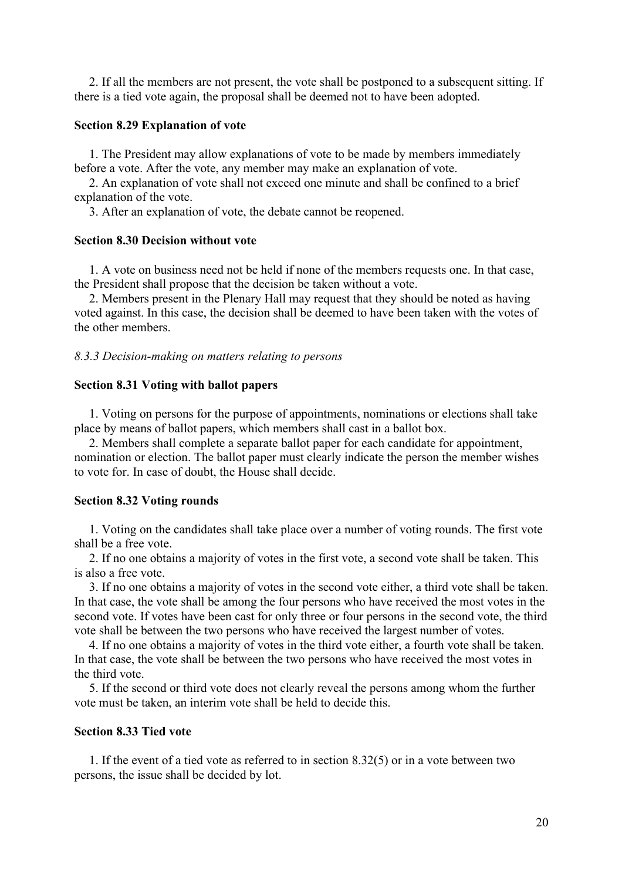2. If all the members are not present, the vote shall be postponed to a subsequent sitting. If there is a tied vote again, the proposal shall be deemed not to have been adopted.

**Section 8.29 Explanation of vote**

1. The President may allow explanations of vote to be made by members immediately before a vote. After the vote, any member may make an explanation of vote.
2. An explanation of vote shall not exceed one minute and shall be confined to a brief explanation of the vote.
3. After an explanation of vote, the debate cannot be reopened.

**Section 8.30 Decision without vote**

1. A vote on business need not be held if none of the members requests one. In that case, the President shall propose that the decision be taken without a vote.
2. Members present in the Plenary Hall may request that they should be noted as having voted against. In this case, the decision shall be deemed to have been taken with the votes of the other members.

*8.3.3 Decision-making on matters relating to persons*

**Section 8.31 Voting with ballot papers**

1. Voting on persons for the purpose of appointments, nominations or elections shall take place by means of ballot papers, which members shall cast in a ballot box.
2. Members shall complete a separate ballot paper for each candidate for appointment, nomination or election. The ballot paper must clearly indicate the person the member wishes to vote for. In case of doubt, the House shall decide.

**Section 8.32 Voting rounds**

1. Voting on the candidates shall take place over a number of voting rounds. The first vote shall be a free vote.
2. If no one obtains a majority of votes in the first vote, a second vote shall be taken. This is also a free vote.
3. If no one obtains a majority of votes in the second vote either, a third vote shall be taken. In that case, the vote shall be among the four persons who have received the most votes in the second vote. If votes have been cast for only three or four persons in the second vote, the third vote shall be between the two persons who have received the largest number of votes.
4. If no one obtains a majority of votes in the third vote either, a fourth vote shall be taken. In that case, the vote shall be between the two persons who have received the most votes in the third vote.
5. If the second or third vote does not clearly reveal the persons among whom the further vote must be taken, an interim vote shall be held to decide this.

**Section 8.33 Tied vote**

1. If the event of a tied vote as referred to in section 8.32(5) or in a vote between two persons, the issue shall be decided by lot.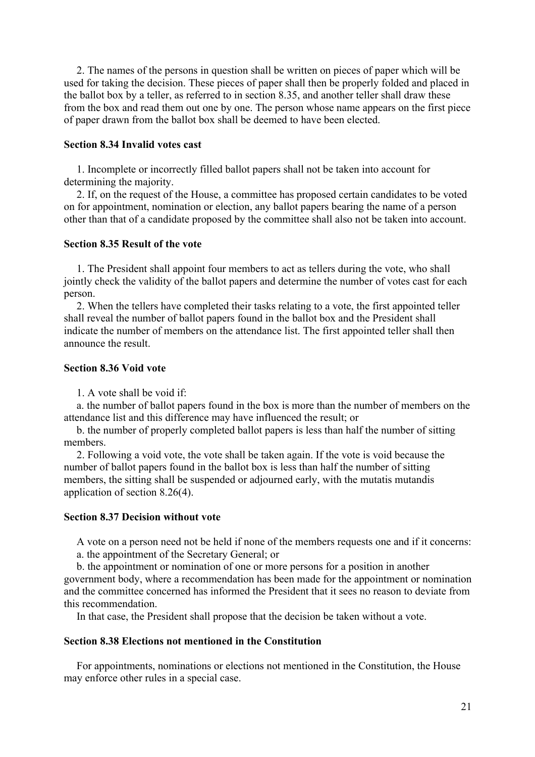2. The names of the persons in question shall be written on pieces of paper which will be used for taking the decision. These pieces of paper shall then be properly folded and placed in the ballot box by a teller, as referred to in section 8.35, and another teller shall draw these from the box and read them out one by one. The person whose name appears on the first piece of paper drawn from the ballot box shall be deemed to have been elected.

**Section 8.34 Invalid votes cast**

1. Incomplete or incorrectly filled ballot papers shall not be taken into account for determining the majority.

2. If, on the request of the House, a committee has proposed certain candidates to be voted on for appointment, nomination or election, any ballot papers bearing the name of a person other than that of a candidate proposed by the committee shall also not be taken into account.

**Section 8.35 Result of the vote**

1. The President shall appoint four members to act as tellers during the vote, who shall jointly check the validity of the ballot papers and determine the number of votes cast for each person.

2. When the tellers have completed their tasks relating to a vote, the first appointed teller shall reveal the number of ballot papers found in the ballot box and the President shall indicate the number of members on the attendance list. The first appointed teller shall then announce the result.

**Section 8.36 Void vote**

1. A vote shall be void if:

a. the number of ballot papers found in the box is more than the number of members on the attendance list and this difference may have influenced the result; or

b. the number of properly completed ballot papers is less than half the number of sitting members.

2. Following a void vote, the vote shall be taken again. If the vote is void because the number of ballot papers found in the ballot box is less than half the number of sitting members, the sitting shall be suspended or adjourned early, with the mutatis mutandis application of section 8.26(4).

**Section 8.37 Decision without vote**

A vote on a person need not be held if none of the members requests one and if it concerns:

a. the appointment of the Secretary General; or

b. the appointment or nomination of one or more persons for a position in another government body, where a recommendation has been made for the appointment or nomination and the committee concerned has informed the President that it sees no reason to deviate from this recommendation.

In that case, the President shall propose that the decision be taken without a vote.

**Section 8.38 Elections not mentioned in the Constitution**

For appointments, nominations or elections not mentioned in the Constitution, the House may enforce other rules in a special case.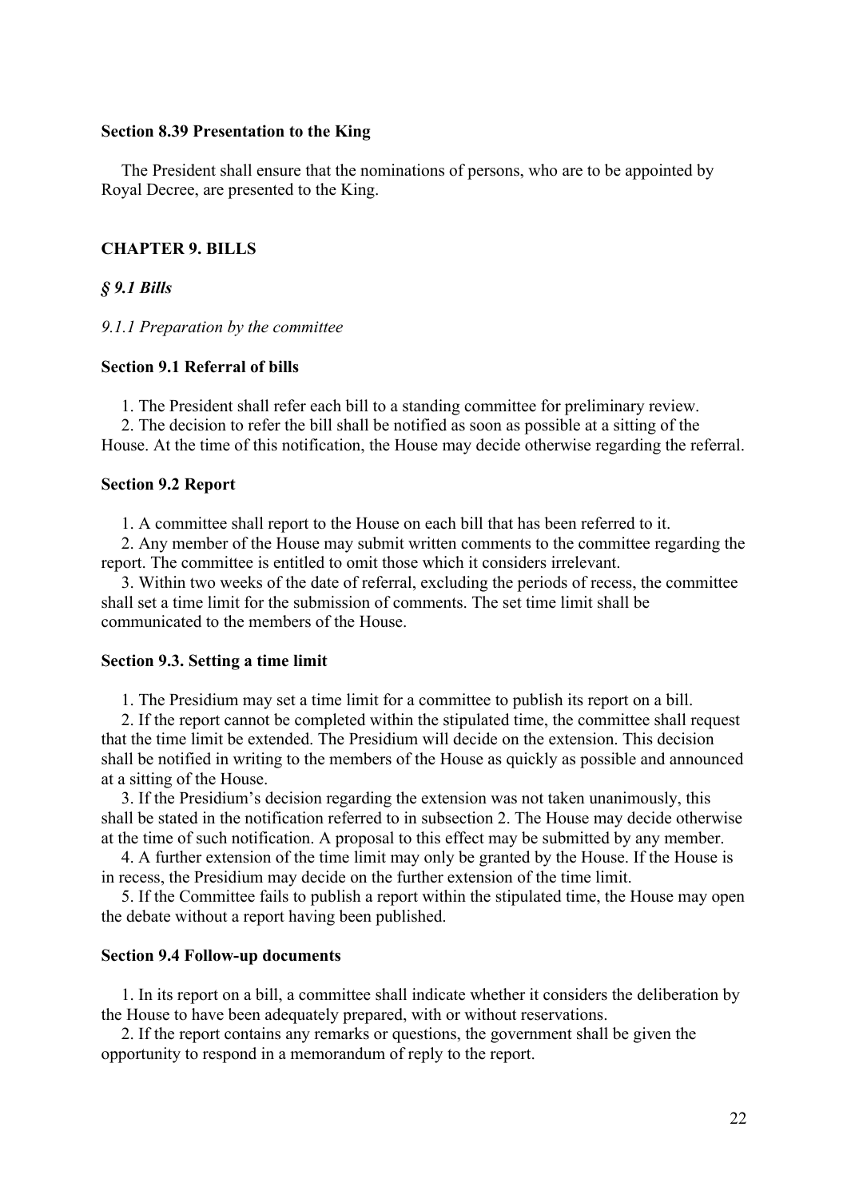### Section 8.39 Presentation to the King

The President shall ensure that the nominations of persons, who are to be appointed by Royal Decree, are presented to the King.

## CHAPTER 9. BILLS

### *§ 9.1 Bills*

*9.1.1 Preparation by the committee*

### Section 9.1 Referral of bills

1. The President shall refer each bill to a standing committee for preliminary review.
2. The decision to refer the bill shall be notified as soon as possible at a sitting of the House. At the time of this notification, the House may decide otherwise regarding the referral.

### Section 9.2 Report

1. A committee shall report to the House on each bill that has been referred to it.
2. Any member of the House may submit written comments to the committee regarding the report. The committee is entitled to omit those which it considers irrelevant.
3. Within two weeks of the date of referral, excluding the periods of recess, the committee shall set a time limit for the submission of comments. The set time limit shall be communicated to the members of the House.

### Section 9.3. Setting a time limit

1. The Presidium may set a time limit for a committee to publish its report on a bill.
2. If the report cannot be completed within the stipulated time, the committee shall request that the time limit be extended. The Presidium will decide on the extension. This decision shall be notified in writing to the members of the House as quickly as possible and announced at a sitting of the House.
3. If the Presidium's decision regarding the extension was not taken unanimously, this shall be stated in the notification referred to in subsection 2. The House may decide otherwise at the time of such notification. A proposal to this effect may be submitted by any member.
4. A further extension of the time limit may only be granted by the House. If the House is in recess, the Presidium may decide on the further extension of the time limit.
5. If the Committee fails to publish a report within the stipulated time, the House may open the debate without a report having been published.

### Section 9.4 Follow-up documents

1. In its report on a bill, a committee shall indicate whether it considers the deliberation by the House to have been adequately prepared, with or without reservations.
2. If the report contains any remarks or questions, the government shall be given the opportunity to respond in a memorandum of reply to the report.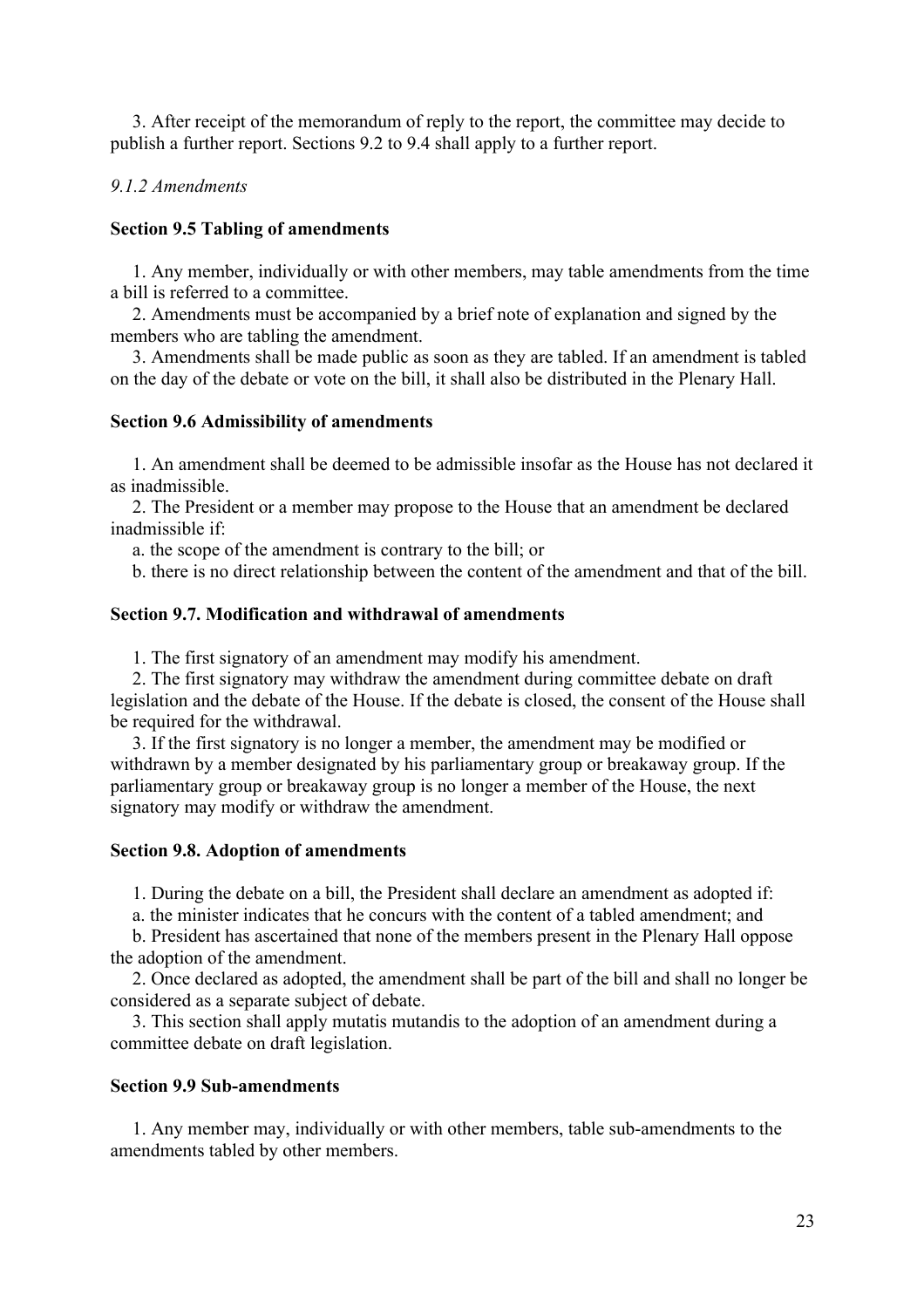3. After receipt of the memorandum of reply to the report, the committee may decide to publish a further report. Sections 9.2 to 9.4 shall apply to a further report.

*9.1.2 Amendments*

**Section 9.5 Tabling of amendments**

1. Any member, individually or with other members, may table amendments from the time a bill is referred to a committee.

2. Amendments must be accompanied by a brief note of explanation and signed by the members who are tabling the amendment.

3. Amendments shall be made public as soon as they are tabled. If an amendment is tabled on the day of the debate or vote on the bill, it shall also be distributed in the Plenary Hall.

**Section 9.6 Admissibility of amendments**

1. An amendment shall be deemed to be admissible insofar as the House has not declared it as inadmissible.

2. The President or a member may propose to the House that an amendment be declared inadmissible if:

a. the scope of the amendment is contrary to the bill; or

b. there is no direct relationship between the content of the amendment and that of the bill.

**Section 9.7. Modification and withdrawal of amendments**

1. The first signatory of an amendment may modify his amendment.

2. The first signatory may withdraw the amendment during committee debate on draft legislation and the debate of the House. If the debate is closed, the consent of the House shall be required for the withdrawal.

3. If the first signatory is no longer a member, the amendment may be modified or withdrawn by a member designated by his parliamentary group or breakaway group. If the parliamentary group or breakaway group is no longer a member of the House, the next signatory may modify or withdraw the amendment.

**Section 9.8. Adoption of amendments**

1. During the debate on a bill, the President shall declare an amendment as adopted if:

a. the minister indicates that he concurs with the content of a tabled amendment; and

b. President has ascertained that none of the members present in the Plenary Hall oppose the adoption of the amendment.

2. Once declared as adopted, the amendment shall be part of the bill and shall no longer be considered as a separate subject of debate.

3. This section shall apply mutatis mutandis to the adoption of an amendment during a committee debate on draft legislation.

**Section 9.9 Sub-amendments**

1. Any member may, individually or with other members, table sub-amendments to the amendments tabled by other members.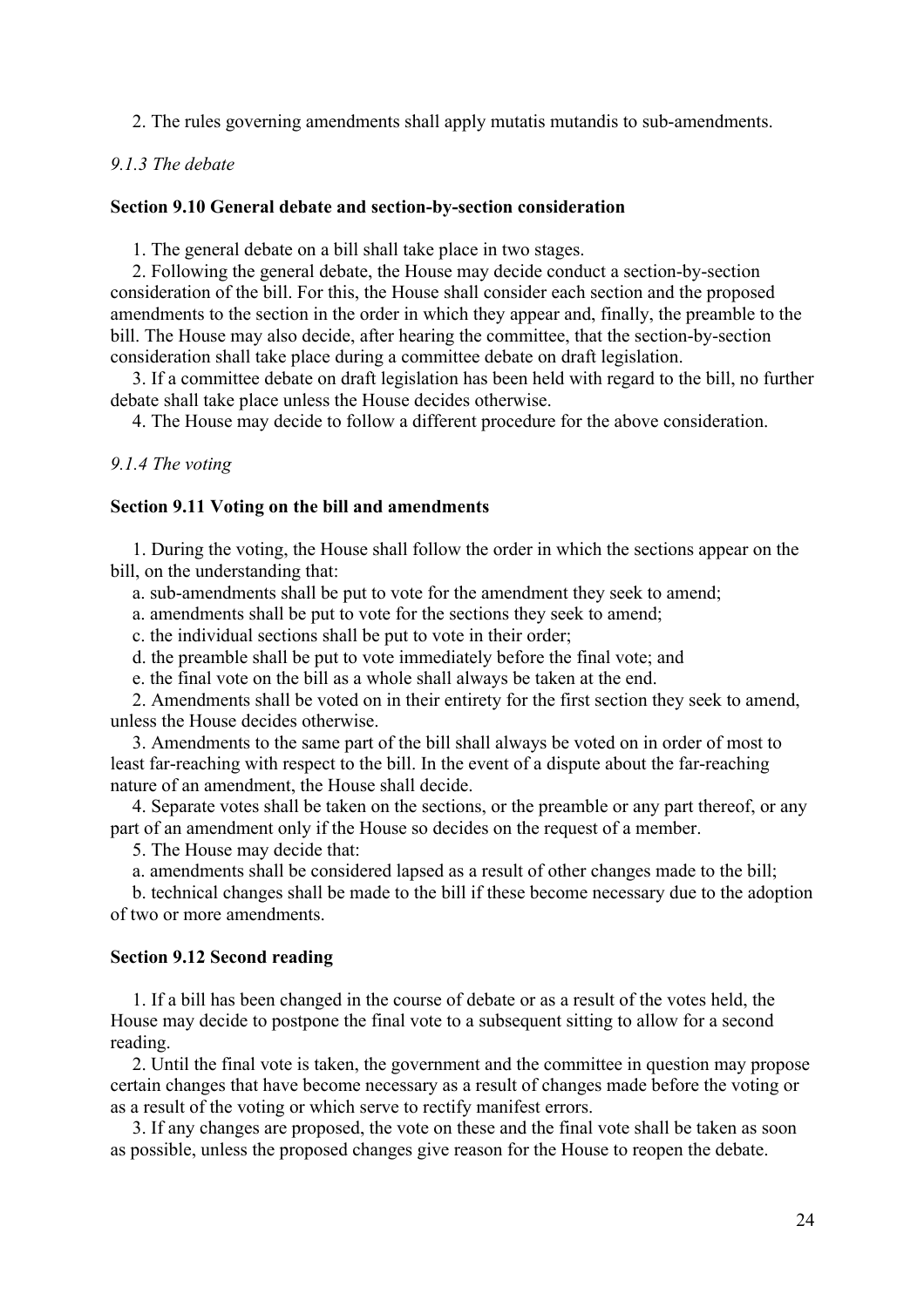2. The rules governing amendments shall apply mutatis mutandis to sub-amendments.

*9.1.3 The debate*

**Section 9.10 General debate and section-by-section consideration**

1. The general debate on a bill shall take place in two stages.

2. Following the general debate, the House may decide conduct a section-by-section consideration of the bill. For this, the House shall consider each section and the proposed amendments to the section in the order in which they appear and, finally, the preamble to the bill. The House may also decide, after hearing the committee, that the section-by-section consideration shall take place during a committee debate on draft legislation.

3. If a committee debate on draft legislation has been held with regard to the bill, no further debate shall take place unless the House decides otherwise.

4. The House may decide to follow a different procedure for the above consideration.

*9.1.4 The voting*

**Section 9.11 Voting on the bill and amendments**

1. During the voting, the House shall follow the order in which the sections appear on the bill, on the understanding that:

a. sub-amendments shall be put to vote for the amendment they seek to amend;

a. amendments shall be put to vote for the sections they seek to amend;

c. the individual sections shall be put to vote in their order;

d. the preamble shall be put to vote immediately before the final vote; and

e. the final vote on the bill as a whole shall always be taken at the end.

2. Amendments shall be voted on in their entirety for the first section they seek to amend, unless the House decides otherwise.

3. Amendments to the same part of the bill shall always be voted on in order of most to least far-reaching with respect to the bill. In the event of a dispute about the far-reaching nature of an amendment, the House shall decide.

4. Separate votes shall be taken on the sections, or the preamble or any part thereof, or any part of an amendment only if the House so decides on the request of a member.

5. The House may decide that:

a. amendments shall be considered lapsed as a result of other changes made to the bill;

b. technical changes shall be made to the bill if these become necessary due to the adoption of two or more amendments.

**Section 9.12 Second reading**

1. If a bill has been changed in the course of debate or as a result of the votes held, the House may decide to postpone the final vote to a subsequent sitting to allow for a second reading.

2. Until the final vote is taken, the government and the committee in question may propose certain changes that have become necessary as a result of changes made before the voting or as a result of the voting or which serve to rectify manifest errors.

3. If any changes are proposed, the vote on these and the final vote shall be taken as soon as possible, unless the proposed changes give reason for the House to reopen the debate.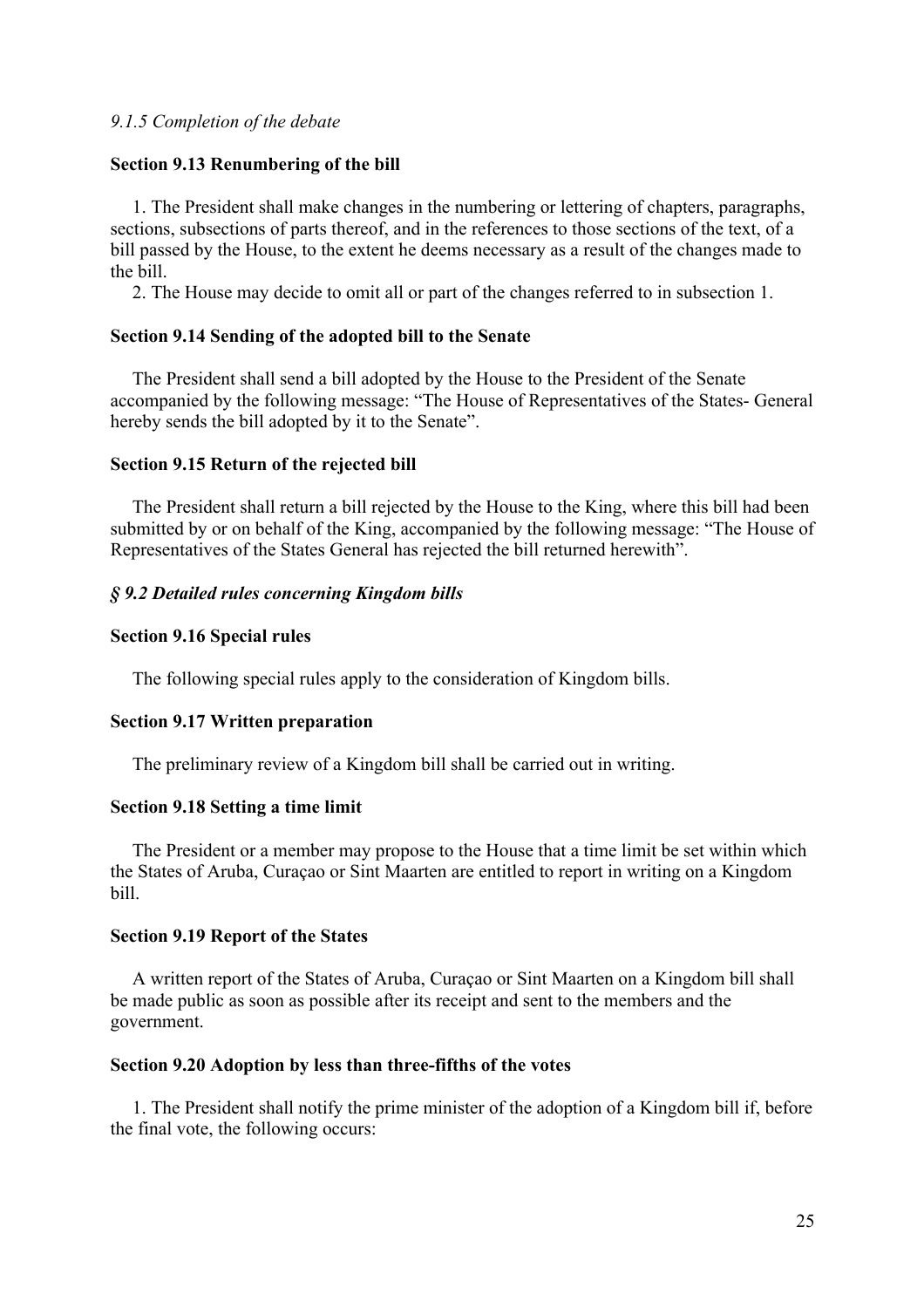*9.1.5 Completion of the debate*

**Section 9.13 Renumbering of the bill**

1. The President shall make changes in the numbering or lettering of chapters, paragraphs, sections, subsections of parts thereof, and in the references to those sections of the text, of a bill passed by the House, to the extent he deems necessary as a result of the changes made to the bill.
2. The House may decide to omit all or part of the changes referred to in subsection 1.

**Section 9.14 Sending of the adopted bill to the Senate**

The President shall send a bill adopted by the House to the President of the Senate accompanied by the following message: "The House of Representatives of the States- General hereby sends the bill adopted by it to the Senate".

**Section 9.15 Return of the rejected bill**

The President shall return a bill rejected by the House to the King, where this bill had been submitted by or on behalf of the King, accompanied by the following message: "The House of Representatives of the States General has rejected the bill returned herewith".

***§ 9.2 Detailed rules concerning Kingdom bills***

**Section 9.16 Special rules**

The following special rules apply to the consideration of Kingdom bills.

**Section 9.17 Written preparation**

The preliminary review of a Kingdom bill shall be carried out in writing.

**Section 9.18 Setting a time limit**

The President or a member may propose to the House that a time limit be set within which the States of Aruba, Curaçao or Sint Maarten are entitled to report in writing on a Kingdom bill.

**Section 9.19 Report of the States**

A written report of the States of Aruba, Curaçao or Sint Maarten on a Kingdom bill shall be made public as soon as possible after its receipt and sent to the members and the government.

**Section 9.20 Adoption by less than three-fifths of the votes**

1. The President shall notify the prime minister of the adoption of a Kingdom bill if, before the final vote, the following occurs: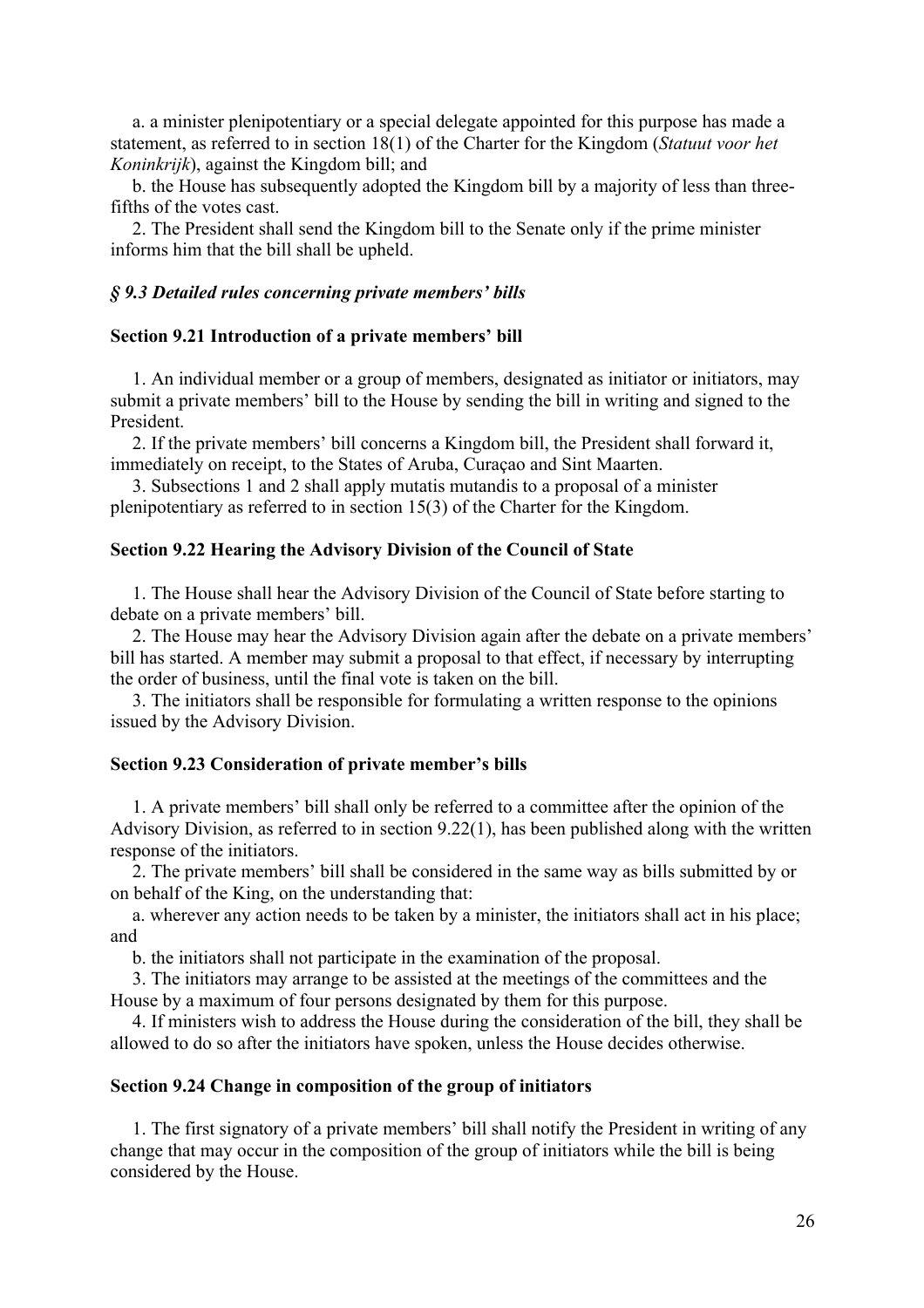a. a minister plenipotentiary or a special delegate appointed for this purpose has made a statement, as referred to in section 18(1) of the Charter for the Kingdom (*Statuut voor het Koninkrijk*), against the Kingdom bill; and

b. the House has subsequently adopted the Kingdom bill by a majority of less than three-fifths of the votes cast.

2. The President shall send the Kingdom bill to the Senate only if the prime minister informs him that the bill shall be upheld.

### *§ 9.3 Detailed rules concerning private members' bills*

#### Section 9.21 Introduction of a private members' bill

1. An individual member or a group of members, designated as initiator or initiators, may submit a private members' bill to the House by sending the bill in writing and signed to the President.

2. If the private members' bill concerns a Kingdom bill, the President shall forward it, immediately on receipt, to the States of Aruba, Curaçao and Sint Maarten.

3. Subsections 1 and 2 shall apply mutatis mutandis to a proposal of a minister plenipotentiary as referred to in section 15(3) of the Charter for the Kingdom.

#### Section 9.22 Hearing the Advisory Division of the Council of State

1. The House shall hear the Advisory Division of the Council of State before starting to debate on a private members' bill.

2. The House may hear the Advisory Division again after the debate on a private members' bill has started. A member may submit a proposal to that effect, if necessary by interrupting the order of business, until the final vote is taken on the bill.

3. The initiators shall be responsible for formulating a written response to the opinions issued by the Advisory Division.

#### Section 9.23 Consideration of private member's bills

1. A private members' bill shall only be referred to a committee after the opinion of the Advisory Division, as referred to in section 9.22(1), has been published along with the written response of the initiators.

2. The private members' bill shall be considered in the same way as bills submitted by or on behalf of the King, on the understanding that:

a. wherever any action needs to be taken by a minister, the initiators shall act in his place; and

b. the initiators shall not participate in the examination of the proposal.

3. The initiators may arrange to be assisted at the meetings of the committees and the House by a maximum of four persons designated by them for this purpose.

4. If ministers wish to address the House during the consideration of the bill, they shall be allowed to do so after the initiators have spoken, unless the House decides otherwise.

#### Section 9.24 Change in composition of the group of initiators

1. The first signatory of a private members' bill shall notify the President in writing of any change that may occur in the composition of the group of initiators while the bill is being considered by the House.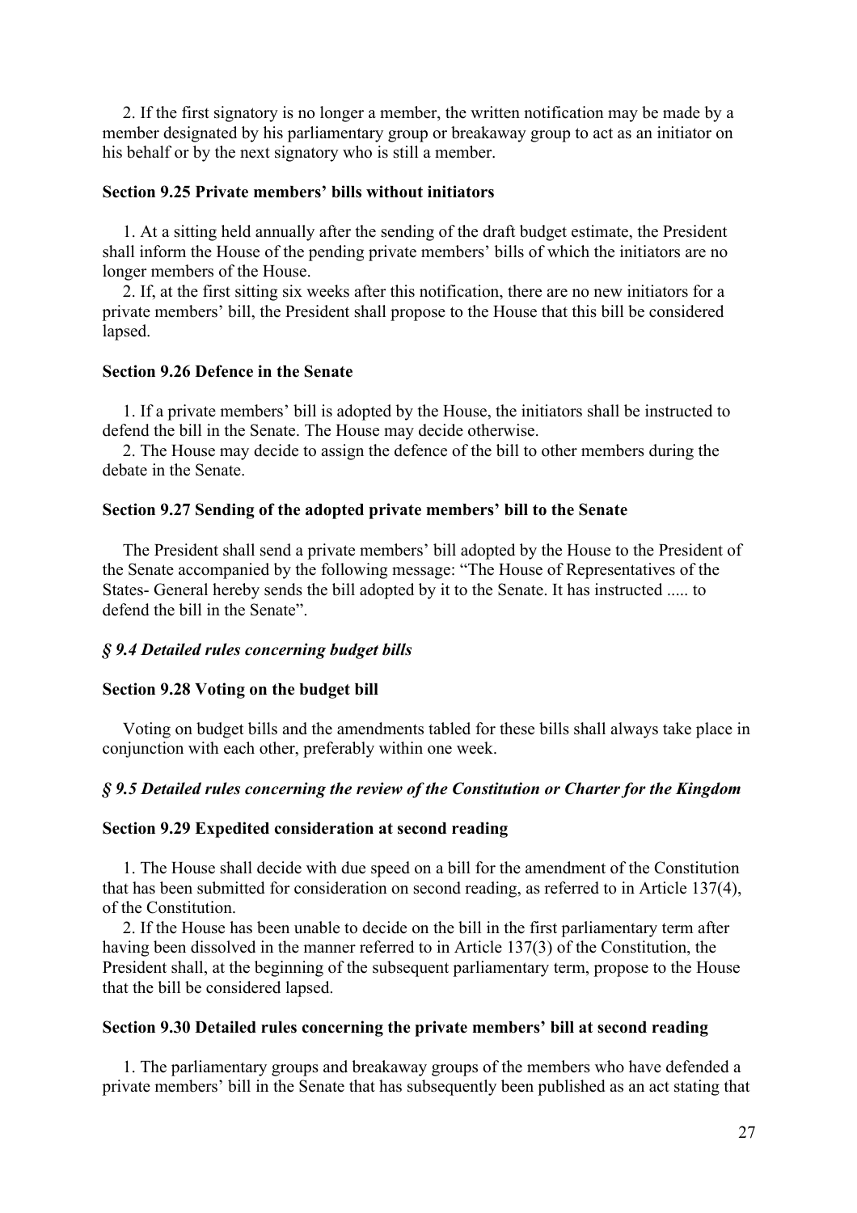2. If the first signatory is no longer a member, the written notification may be made by a member designated by his parliamentary group or breakaway group to act as an initiator on his behalf or by the next signatory who is still a member.

#### Section 9.25 Private members' bills without initiators

1. At a sitting held annually after the sending of the draft budget estimate, the President shall inform the House of the pending private members' bills of which the initiators are no longer members of the House.

2. If, at the first sitting six weeks after this notification, there are no new initiators for a private members' bill, the President shall propose to the House that this bill be considered lapsed.

#### Section 9.26 Defence in the Senate

1. If a private members' bill is adopted by the House, the initiators shall be instructed to defend the bill in the Senate. The House may decide otherwise.

2. The House may decide to assign the defence of the bill to other members during the debate in the Senate.

#### Section 9.27 Sending of the adopted private members' bill to the Senate

The President shall send a private members' bill adopted by the House to the President of the Senate accompanied by the following message: "The House of Representatives of the States- General hereby sends the bill adopted by it to the Senate. It has instructed ..... to defend the bill in the Senate".

### *§ 9.4 Detailed rules concerning budget bills*

#### Section 9.28 Voting on the budget bill

Voting on budget bills and the amendments tabled for these bills shall always take place in conjunction with each other, preferably within one week.

### *§ 9.5 Detailed rules concerning the review of the Constitution or Charter for the Kingdom*

#### Section 9.29 Expedited consideration at second reading

1. The House shall decide with due speed on a bill for the amendment of the Constitution that has been submitted for consideration on second reading, as referred to in Article 137(4), of the Constitution.

2. If the House has been unable to decide on the bill in the first parliamentary term after having been dissolved in the manner referred to in Article 137(3) of the Constitution, the President shall, at the beginning of the subsequent parliamentary term, propose to the House that the bill be considered lapsed.

#### Section 9.30 Detailed rules concerning the private members' bill at second reading

1. The parliamentary groups and breakaway groups of the members who have defended a private members' bill in the Senate that has subsequently been published as an act stating that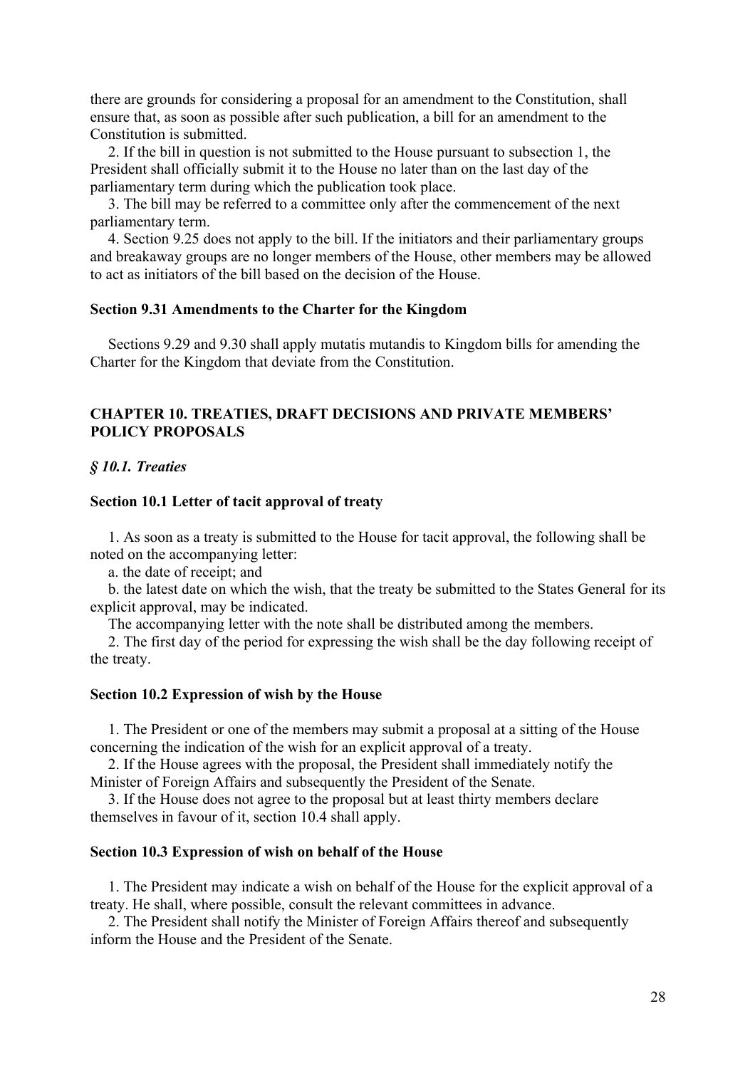there are grounds for considering a proposal for an amendment to the Constitution, shall ensure that, as soon as possible after such publication, a bill for an amendment to the Constitution is submitted.

2. If the bill in question is not submitted to the House pursuant to subsection 1, the President shall officially submit it to the House no later than on the last day of the parliamentary term during which the publication took place.

3. The bill may be referred to a committee only after the commencement of the next parliamentary term.

4. Section 9.25 does not apply to the bill. If the initiators and their parliamentary groups and breakaway groups are no longer members of the House, other members may be allowed to act as initiators of the bill based on the decision of the House.

**Section 9.31 Amendments to the Charter for the Kingdom**

Sections 9.29 and 9.30 shall apply mutatis mutandis to Kingdom bills for amending the Charter for the Kingdom that deviate from the Constitution.

## CHAPTER 10. TREATIES, DRAFT DECISIONS AND PRIVATE MEMBERS' POLICY PROPOSALS

### *§ 10.1. Treaties*

**Section 10.1 Letter of tacit approval of treaty**

1. As soon as a treaty is submitted to the House for tacit approval, the following shall be noted on the accompanying letter:

a. the date of receipt; and

b. the latest date on which the wish, that the treaty be submitted to the States General for its explicit approval, may be indicated.

The accompanying letter with the note shall be distributed among the members.

2. The first day of the period for expressing the wish shall be the day following receipt of the treaty.

**Section 10.2 Expression of wish by the House**

1. The President or one of the members may submit a proposal at a sitting of the House concerning the indication of the wish for an explicit approval of a treaty.

2. If the House agrees with the proposal, the President shall immediately notify the Minister of Foreign Affairs and subsequently the President of the Senate.

3. If the House does not agree to the proposal but at least thirty members declare themselves in favour of it, section 10.4 shall apply.

**Section 10.3 Expression of wish on behalf of the House**

1. The President may indicate a wish on behalf of the House for the explicit approval of a treaty. He shall, where possible, consult the relevant committees in advance.

2. The President shall notify the Minister of Foreign Affairs thereof and subsequently inform the House and the President of the Senate.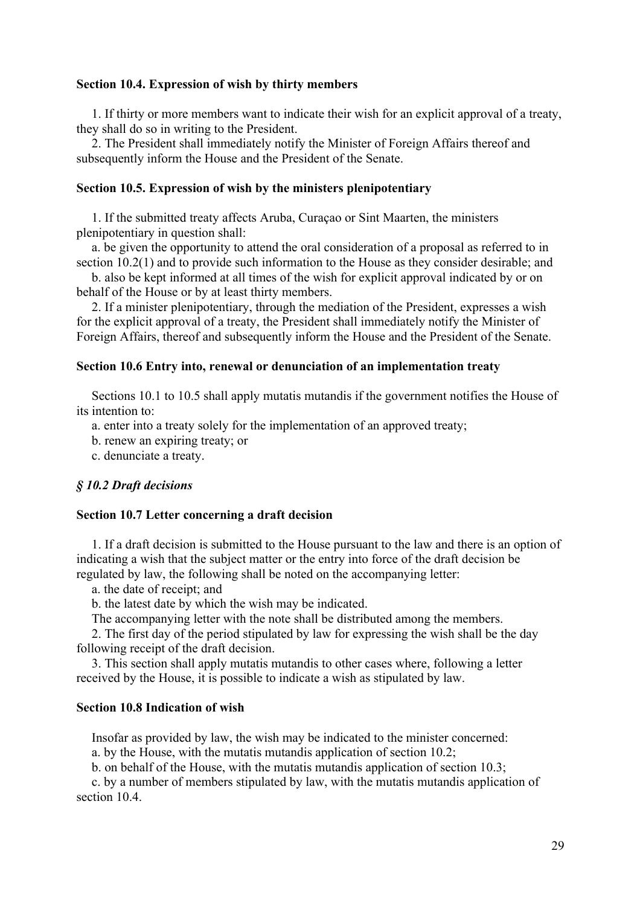### Section 10.4. Expression of wish by thirty members

1. If thirty or more members want to indicate their wish for an explicit approval of a treaty, they shall do so in writing to the President.

2. The President shall immediately notify the Minister of Foreign Affairs thereof and subsequently inform the House and the President of the Senate.

### Section 10.5. Expression of wish by the ministers plenipotentiary

1. If the submitted treaty affects Aruba, Curaçao or Sint Maarten, the ministers plenipotentiary in question shall:

a. be given the opportunity to attend the oral consideration of a proposal as referred to in section 10.2(1) and to provide such information to the House as they consider desirable; and

b. also be kept informed at all times of the wish for explicit approval indicated by or on behalf of the House or by at least thirty members.

2. If a minister plenipotentiary, through the mediation of the President, expresses a wish for the explicit approval of a treaty, the President shall immediately notify the Minister of Foreign Affairs, thereof and subsequently inform the House and the President of the Senate.

### Section 10.6 Entry into, renewal or denunciation of an implementation treaty

Sections 10.1 to 10.5 shall apply mutatis mutandis if the government notifies the House of its intention to:

a. enter into a treaty solely for the implementation of an approved treaty;

b. renew an expiring treaty; or

c. denunciate a treaty.

## *§ 10.2 Draft decisions*

### Section 10.7 Letter concerning a draft decision

1. If a draft decision is submitted to the House pursuant to the law and there is an option of indicating a wish that the subject matter or the entry into force of the draft decision be regulated by law, the following shall be noted on the accompanying letter:

a. the date of receipt; and

b. the latest date by which the wish may be indicated.

The accompanying letter with the note shall be distributed among the members.

2. The first day of the period stipulated by law for expressing the wish shall be the day following receipt of the draft decision.

3. This section shall apply mutatis mutandis to other cases where, following a letter received by the House, it is possible to indicate a wish as stipulated by law.

### Section 10.8 Indication of wish

Insofar as provided by law, the wish may be indicated to the minister concerned:

a. by the House, with the mutatis mutandis application of section 10.2;

b. on behalf of the House, with the mutatis mutandis application of section 10.3;

c. by a number of members stipulated by law, with the mutatis mutandis application of section 10.4.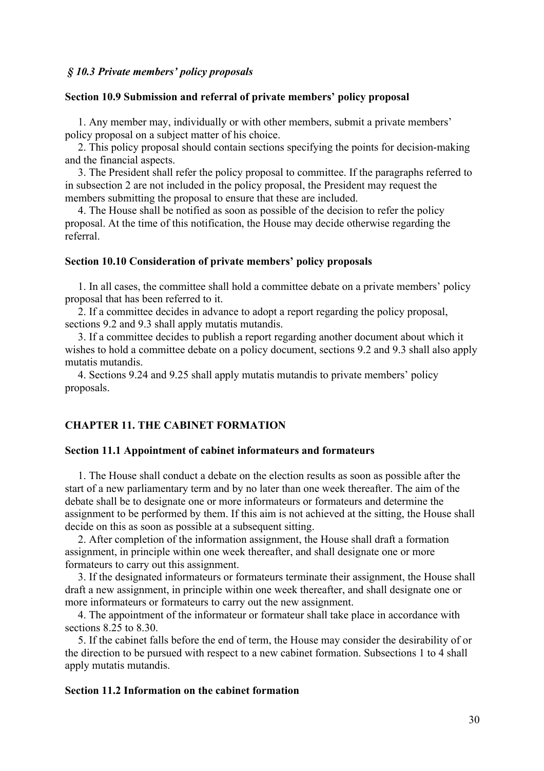### *§ 10.3 Private members' policy proposals*

**Section 10.9 Submission and referral of private members' policy proposal**

1. Any member may, individually or with other members, submit a private members' policy proposal on a subject matter of his choice.
2. This policy proposal should contain sections specifying the points for decision-making and the financial aspects.
3. The President shall refer the policy proposal to committee. If the paragraphs referred to in subsection 2 are not included in the policy proposal, the President may request the members submitting the proposal to ensure that these are included.
4. The House shall be notified as soon as possible of the decision to refer the policy proposal. At the time of this notification, the House may decide otherwise regarding the referral.

**Section 10.10 Consideration of private members' policy proposals**

1. In all cases, the committee shall hold a committee debate on a private members' policy proposal that has been referred to it.
2. If a committee decides in advance to adopt a report regarding the policy proposal, sections 9.2 and 9.3 shall apply mutatis mutandis.
3. If a committee decides to publish a report regarding another document about which it wishes to hold a committee debate on a policy document, sections 9.2 and 9.3 shall also apply mutatis mutandis.
4. Sections 9.24 and 9.25 shall apply mutatis mutandis to private members' policy proposals.

## CHAPTER 11. THE CABINET FORMATION

**Section 11.1 Appointment of cabinet informateurs and formateurs**

1. The House shall conduct a debate on the election results as soon as possible after the start of a new parliamentary term and by no later than one week thereafter. The aim of the debate shall be to designate one or more informateurs or formateurs and determine the assignment to be performed by them. If this aim is not achieved at the sitting, the House shall decide on this as soon as possible at a subsequent sitting.
2. After completion of the information assignment, the House shall draft a formation assignment, in principle within one week thereafter, and shall designate one or more formateurs to carry out this assignment.
3. If the designated informateurs or formateurs terminate their assignment, the House shall draft a new assignment, in principle within one week thereafter, and shall designate one or more informateurs or formateurs to carry out the new assignment.
4. The appointment of the informateur or formateur shall take place in accordance with sections 8.25 to 8.30.
5. If the cabinet falls before the end of term, the House may consider the desirability of or the direction to be pursued with respect to a new cabinet formation. Subsections 1 to 4 shall apply mutatis mutandis.

**Section 11.2 Information on the cabinet formation**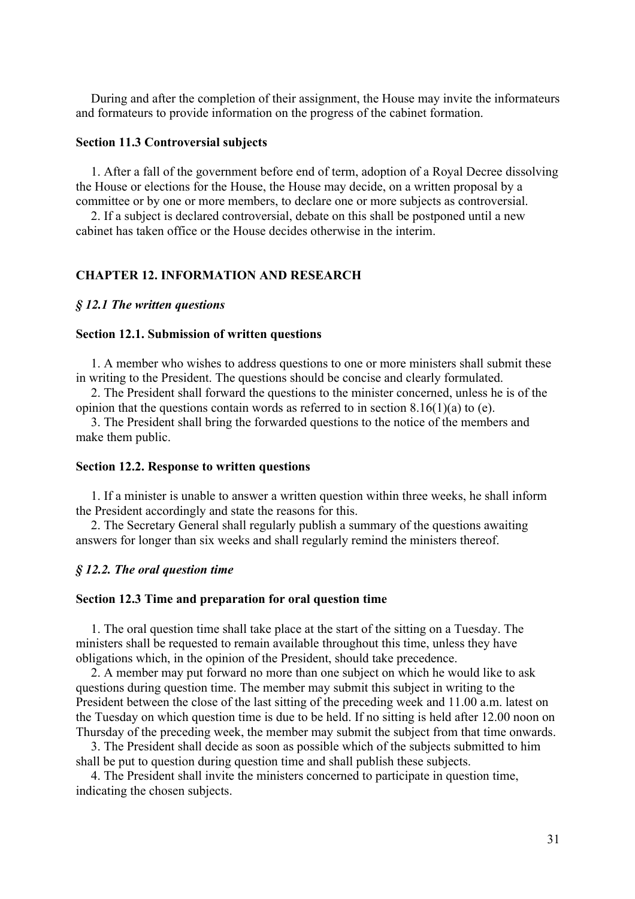During and after the completion of their assignment, the House may invite the informateurs and formateurs to provide information on the progress of the cabinet formation.

**Section 11.3 Controversial subjects**

1. After a fall of the government before end of term, adoption of a Royal Decree dissolving the House or elections for the House, the House may decide, on a written proposal by a committee or by one or more members, to declare one or more subjects as controversial.
2. If a subject is declared controversial, debate on this shall be postponed until a new cabinet has taken office or the House decides otherwise in the interim.

## CHAPTER 12. INFORMATION AND RESEARCH

### *§ 12.1 The written questions*

**Section 12.1. Submission of written questions**

1. A member who wishes to address questions to one or more ministers shall submit these in writing to the President. The questions should be concise and clearly formulated.
2. The President shall forward the questions to the minister concerned, unless he is of the opinion that the questions contain words as referred to in section 8.16(1)(a) to (e).
3. The President shall bring the forwarded questions to the notice of the members and make them public.

**Section 12.2. Response to written questions**

1. If a minister is unable to answer a written question within three weeks, he shall inform the President accordingly and state the reasons for this.
2. The Secretary General shall regularly publish a summary of the questions awaiting answers for longer than six weeks and shall regularly remind the ministers thereof.

### *§ 12.2. The oral question time*

**Section 12.3 Time and preparation for oral question time**

1. The oral question time shall take place at the start of the sitting on a Tuesday. The ministers shall be requested to remain available throughout this time, unless they have obligations which, in the opinion of the President, should take precedence.
2. A member may put forward no more than one subject on which he would like to ask questions during question time. The member may submit this subject in writing to the President between the close of the last sitting of the preceding week and 11.00 a.m. latest on the Tuesday on which question time is due to be held. If no sitting is held after 12.00 noon on Thursday of the preceding week, the member may submit the subject from that time onwards.
3. The President shall decide as soon as possible which of the subjects submitted to him shall be put to question during question time and shall publish these subjects.
4. The President shall invite the ministers concerned to participate in question time, indicating the chosen subjects.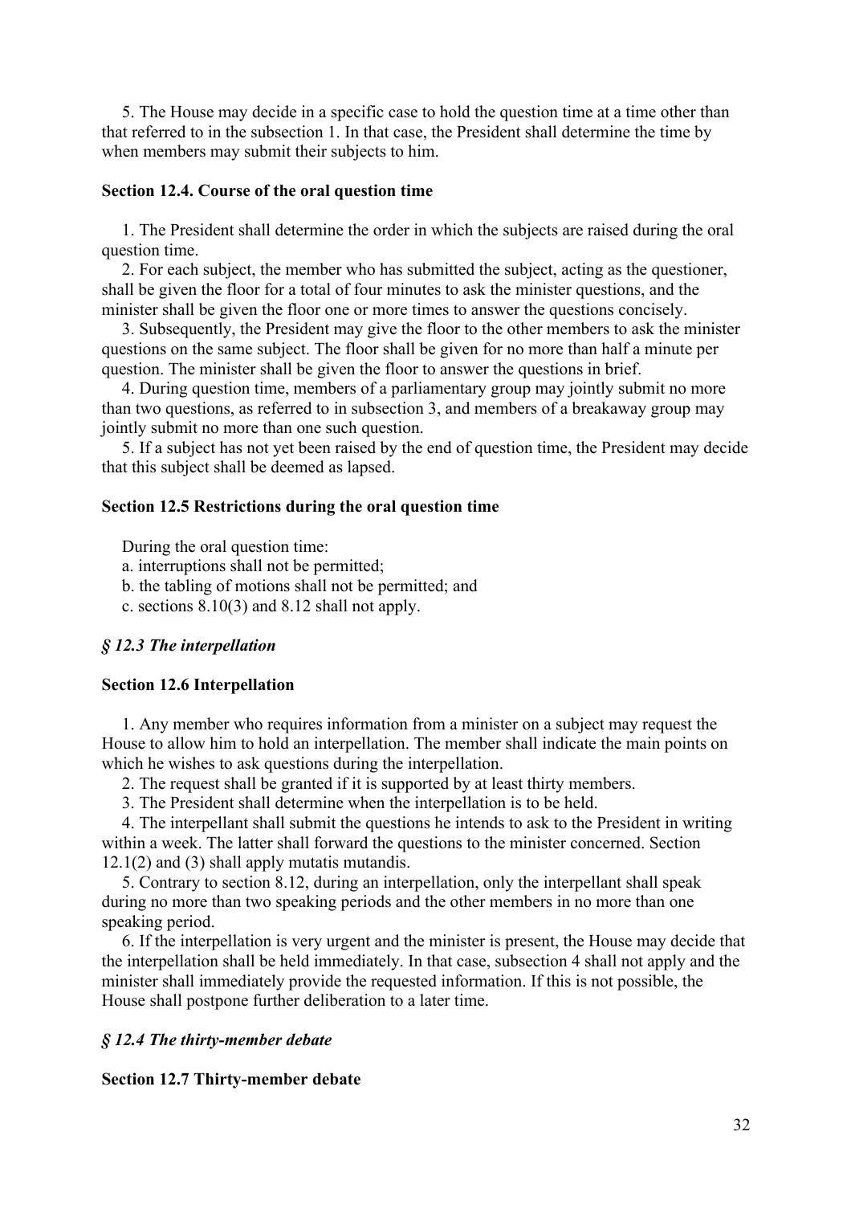5. The House may decide in a specific case to hold the question time at a time other than that referred to in the subsection 1. In that case, the President shall determine the time by when members may submit their subjects to him.

### Section 12.4. Course of the oral question time

1. The President shall determine the order in which the subjects are raised during the oral question time.
2. For each subject, the member who has submitted the subject, acting as the questioner, shall be given the floor for a total of four minutes to ask the minister questions, and the minister shall be given the floor one or more times to answer the questions concisely.
3. Subsequently, the President may give the floor to the other members to ask the minister questions on the same subject. The floor shall be given for no more than half a minute per question. The minister shall be given the floor to answer the questions in brief.
4. During question time, members of a parliamentary group may jointly submit no more than two questions, as referred to in subsection 3, and members of a breakaway group may jointly submit no more than one such question.
5. If a subject has not yet been raised by the end of question time, the President may decide that this subject shall be deemed as lapsed.

### Section 12.5 Restrictions during the oral question time

During the oral question time:

a. interruptions shall not be permitted;
b. the tabling of motions shall not be permitted; and
c. sections 8.10(3) and 8.12 shall not apply.

## *§ 12.3 The interpellation*

### Section 12.6 Interpellation

1. Any member who requires information from a minister on a subject may request the House to allow him to hold an interpellation. The member shall indicate the main points on which he wishes to ask questions during the interpellation.
2. The request shall be granted if it is supported by at least thirty members.
3. The President shall determine when the interpellation is to be held.
4. The interpellant shall submit the questions he intends to ask to the President in writing within a week. The latter shall forward the questions to the minister concerned. Section 12.1(2) and (3) shall apply mutatis mutandis.
5. Contrary to section 8.12, during an interpellation, only the interpellant shall speak during no more than two speaking periods and the other members in no more than one speaking period.
6. If the interpellation is very urgent and the minister is present, the House may decide that the interpellation shall be held immediately. In that case, subsection 4 shall not apply and the minister shall immediately provide the requested information. If this is not possible, the House shall postpone further deliberation to a later time.

## *§ 12.4 The thirty-member debate*

### Section 12.7 Thirty-member debate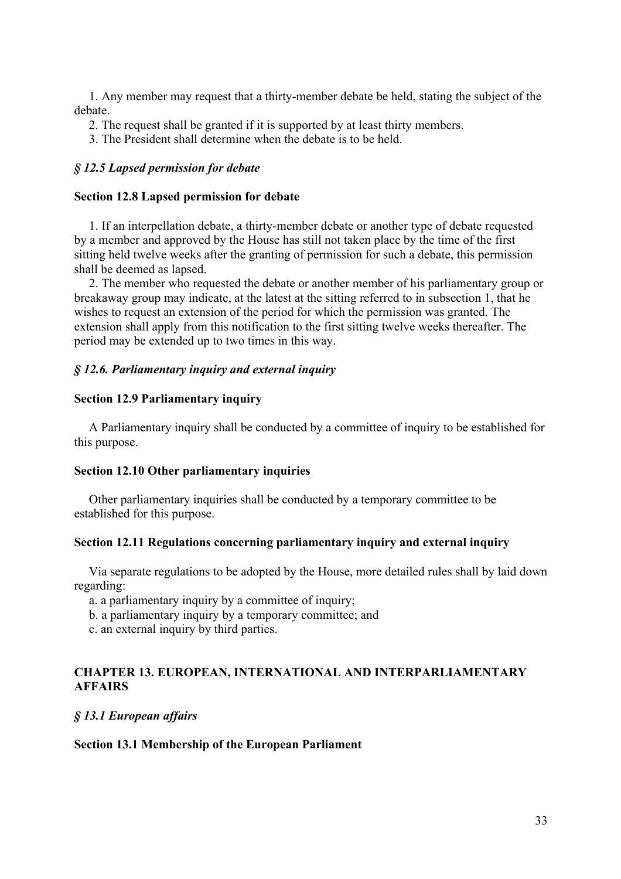1. Any member may request that a thirty-member debate be held, stating the subject of the debate.

2. The request shall be granted if it is supported by at least thirty members.

3. The President shall determine when the debate is to be held.

### *§ 12.5 Lapsed permission for debate*

#### Section 12.8 Lapsed permission for debate

1. If an interpellation debate, a thirty-member debate or another type of debate requested by a member and approved by the House has still not taken place by the time of the first sitting held twelve weeks after the granting of permission for such a debate, this permission shall be deemed as lapsed.

2. The member who requested the debate or another member of his parliamentary group or breakaway group may indicate, at the latest at the sitting referred to in subsection 1, that he wishes to request an extension of the period for which the permission was granted. The extension shall apply from this notification to the first sitting twelve weeks thereafter. The period may be extended up to two times in this way.

### *§ 12.6. Parliamentary inquiry and external inquiry*

#### Section 12.9 Parliamentary inquiry

A Parliamentary inquiry shall be conducted by a committee of inquiry to be established for this purpose.

#### Section 12.10 Other parliamentary inquiries

Other parliamentary inquiries shall be conducted by a temporary committee to be established for this purpose.

#### Section 12.11 Regulations concerning parliamentary inquiry and external inquiry

Via separate regulations to be adopted by the House, more detailed rules shall by laid down regarding:

a. a parliamentary inquiry by a committee of inquiry;

b. a parliamentary inquiry by a temporary committee; and

c. an external inquiry by third parties.

## CHAPTER 13. EUROPEAN, INTERNATIONAL AND INTERPARLIAMENTARY AFFAIRS

### *§ 13.1 European affairs*

#### Section 13.1 Membership of the European Parliament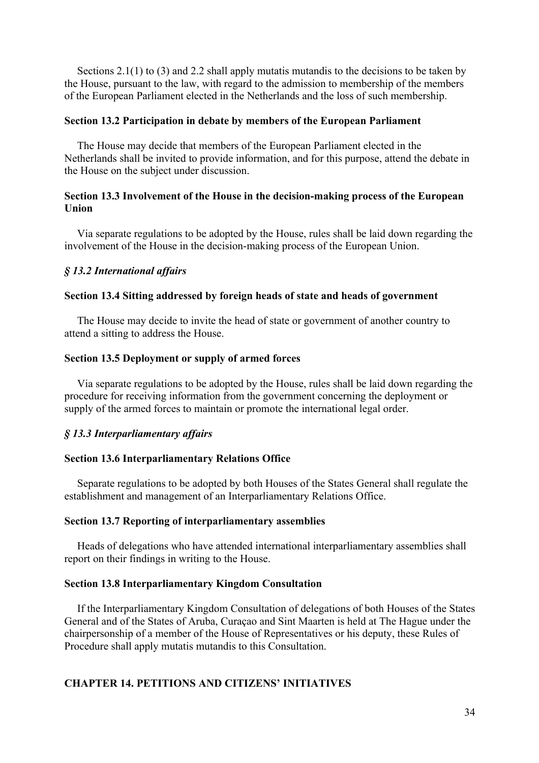Sections 2.1(1) to (3) and 2.2 shall apply mutatis mutandis to the decisions to be taken by the House, pursuant to the law, with regard to the admission to membership of the members of the European Parliament elected in the Netherlands and the loss of such membership.

**Section 13.2 Participation in debate by members of the European Parliament**

The House may decide that members of the European Parliament elected in the Netherlands shall be invited to provide information, and for this purpose, attend the debate in the House on the subject under discussion.

**Section 13.3 Involvement of the House in the decision-making process of the European Union**

Via separate regulations to be adopted by the House, rules shall be laid down regarding the involvement of the House in the decision-making process of the European Union.

***§ 13.2 International affairs***

**Section 13.4 Sitting addressed by foreign heads of state and heads of government**

The House may decide to invite the head of state or government of another country to attend a sitting to address the House.

**Section 13.5 Deployment or supply of armed forces**

Via separate regulations to be adopted by the House, rules shall be laid down regarding the procedure for receiving information from the government concerning the deployment or supply of the armed forces to maintain or promote the international legal order.

***§ 13.3 Interparliamentary affairs***

**Section 13.6 Interparliamentary Relations Office**

Separate regulations to be adopted by both Houses of the States General shall regulate the establishment and management of an Interparliamentary Relations Office.

**Section 13.7 Reporting of interparliamentary assemblies**

Heads of delegations who have attended international interparliamentary assemblies shall report on their findings in writing to the House.

**Section 13.8 Interparliamentary Kingdom Consultation**

If the Interparliamentary Kingdom Consultation of delegations of both Houses of the States General and of the States of Aruba, Curaçao and Sint Maarten is held at The Hague under the chairpersonship of a member of the House of Representatives or his deputy, these Rules of Procedure shall apply mutatis mutandis to this Consultation.

## CHAPTER 14. PETITIONS AND CITIZENS' INITIATIVES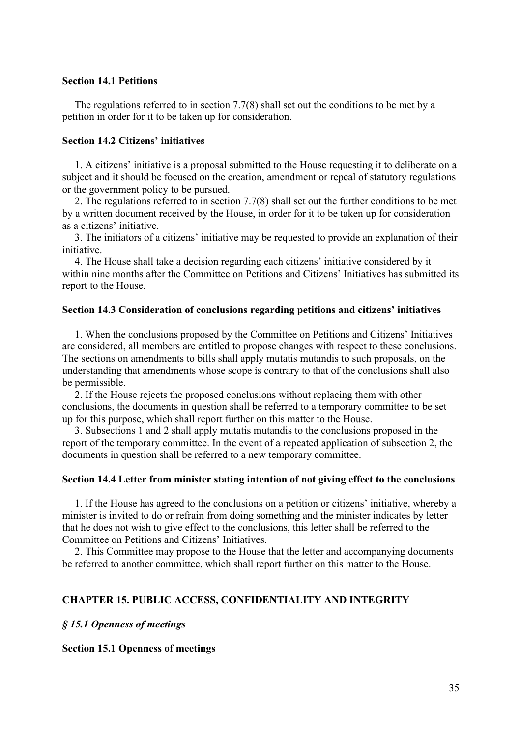**Section 14.1 Petitions**

The regulations referred to in section 7.7(8) shall set out the conditions to be met by a petition in order for it to be taken up for consideration.

**Section 14.2 Citizens' initiatives**

1. A citizens' initiative is a proposal submitted to the House requesting it to deliberate on a subject and it should be focused on the creation, amendment or repeal of statutory regulations or the government policy to be pursued.
2. The regulations referred to in section 7.7(8) shall set out the further conditions to be met by a written document received by the House, in order for it to be taken up for consideration as a citizens' initiative.
3. The initiators of a citizens' initiative may be requested to provide an explanation of their initiative.
4. The House shall take a decision regarding each citizens' initiative considered by it within nine months after the Committee on Petitions and Citizens' Initiatives has submitted its report to the House.

**Section 14.3 Consideration of conclusions regarding petitions and citizens' initiatives**

1. When the conclusions proposed by the Committee on Petitions and Citizens' Initiatives are considered, all members are entitled to propose changes with respect to these conclusions. The sections on amendments to bills shall apply mutatis mutandis to such proposals, on the understanding that amendments whose scope is contrary to that of the conclusions shall also be permissible.
2. If the House rejects the proposed conclusions without replacing them with other conclusions, the documents in question shall be referred to a temporary committee to be set up for this purpose, which shall report further on this matter to the House.
3. Subsections 1 and 2 shall apply mutatis mutandis to the conclusions proposed in the report of the temporary committee. In the event of a repeated application of subsection 2, the documents in question shall be referred to a new temporary committee.

**Section 14.4 Letter from minister stating intention of not giving effect to the conclusions**

1. If the House has agreed to the conclusions on a petition or citizens' initiative, whereby a minister is invited to do or refrain from doing something and the minister indicates by letter that he does not wish to give effect to the conclusions, this letter shall be referred to the Committee on Petitions and Citizens' Initiatives.
2. This Committee may propose to the House that the letter and accompanying documents be referred to another committee, which shall report further on this matter to the House.

## CHAPTER 15. PUBLIC ACCESS, CONFIDENTIALITY AND INTEGRITY

### *§ 15.1 Openness of meetings*

**Section 15.1 Openness of meetings**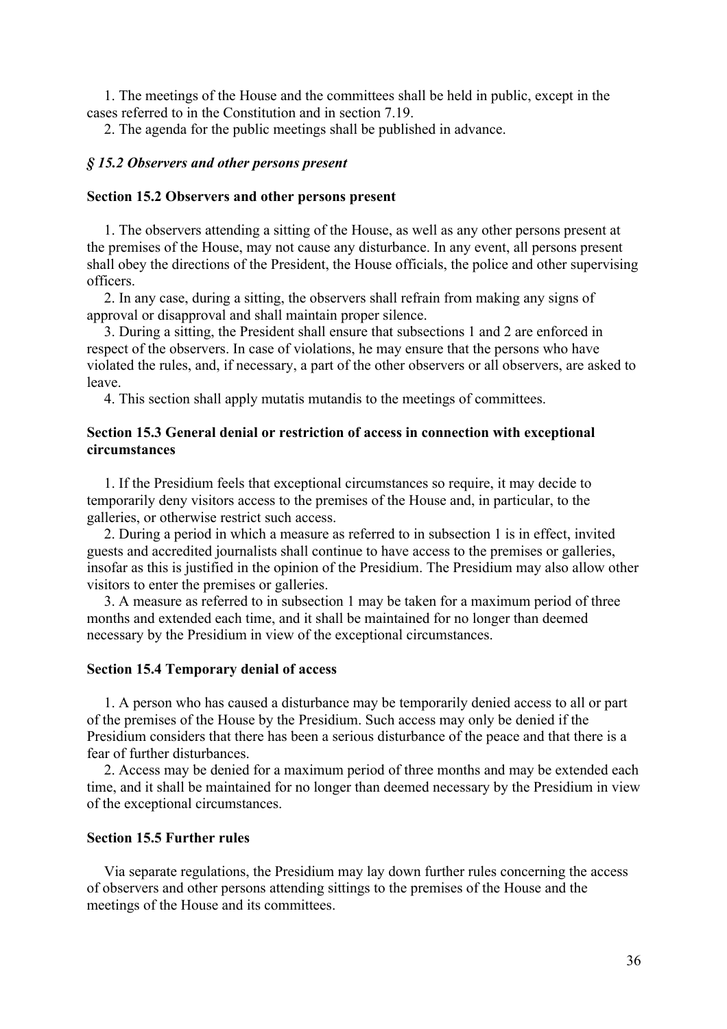1. The meetings of the House and the committees shall be held in public, except in the cases referred to in the Constitution and in section 7.19.
2. The agenda for the public meetings shall be published in advance.

### *§ 15.2 Observers and other persons present*

#### Section 15.2 Observers and other persons present

1. The observers attending a sitting of the House, as well as any other persons present at the premises of the House, may not cause any disturbance. In any event, all persons present shall obey the directions of the President, the House officials, the police and other supervising officers.
2. In any case, during a sitting, the observers shall refrain from making any signs of approval or disapproval and shall maintain proper silence.
3. During a sitting, the President shall ensure that subsections 1 and 2 are enforced in respect of the observers. In case of violations, he may ensure that the persons who have violated the rules, and, if necessary, a part of the other observers or all observers, are asked to leave.
4. This section shall apply mutatis mutandis to the meetings of committees.

#### Section 15.3 General denial or restriction of access in connection with exceptional circumstances

1. If the Presidium feels that exceptional circumstances so require, it may decide to temporarily deny visitors access to the premises of the House and, in particular, to the galleries, or otherwise restrict such access.
2. During a period in which a measure as referred to in subsection 1 is in effect, invited guests and accredited journalists shall continue to have access to the premises or galleries, insofar as this is justified in the opinion of the Presidium. The Presidium may also allow other visitors to enter the premises or galleries.
3. A measure as referred to in subsection 1 may be taken for a maximum period of three months and extended each time, and it shall be maintained for no longer than deemed necessary by the Presidium in view of the exceptional circumstances.

#### Section 15.4 Temporary denial of access

1. A person who has caused a disturbance may be temporarily denied access to all or part of the premises of the House by the Presidium. Such access may only be denied if the Presidium considers that there has been a serious disturbance of the peace and that there is a fear of further disturbances.
2. Access may be denied for a maximum period of three months and may be extended each time, and it shall be maintained for no longer than deemed necessary by the Presidium in view of the exceptional circumstances.

#### Section 15.5 Further rules

Via separate regulations, the Presidium may lay down further rules concerning the access of observers and other persons attending sittings to the premises of the House and the meetings of the House and its committees.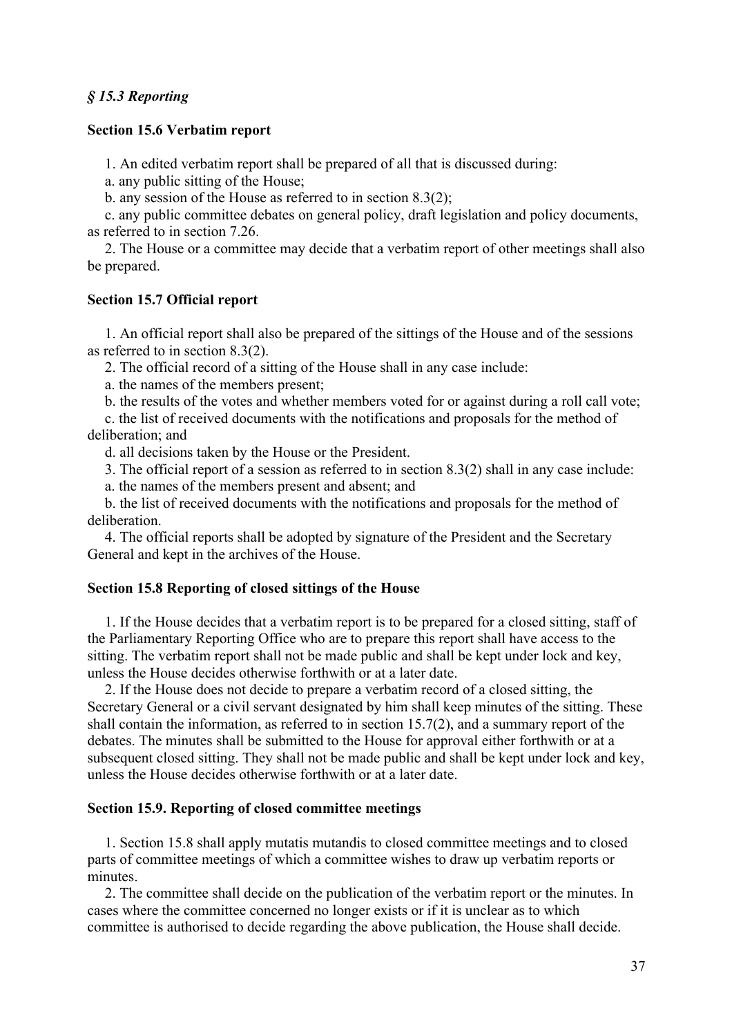*§ 15.3 Reporting*

**Section 15.6 Verbatim report**

1. An edited verbatim report shall be prepared of all that is discussed during:

a. any public sitting of the House;

b. any session of the House as referred to in section 8.3(2);

c. any public committee debates on general policy, draft legislation and policy documents, as referred to in section 7.26.

2. The House or a committee may decide that a verbatim report of other meetings shall also be prepared.

**Section 15.7 Official report**

1. An official report shall also be prepared of the sittings of the House and of the sessions as referred to in section 8.3(2).

2. The official record of a sitting of the House shall in any case include:

a. the names of the members present;

b. the results of the votes and whether members voted for or against during a roll call vote;

c. the list of received documents with the notifications and proposals for the method of deliberation; and

d. all decisions taken by the House or the President.

3. The official report of a session as referred to in section 8.3(2) shall in any case include:

a. the names of the members present and absent; and

b. the list of received documents with the notifications and proposals for the method of deliberation.

4. The official reports shall be adopted by signature of the President and the Secretary General and kept in the archives of the House.

**Section 15.8 Reporting of closed sittings of the House**

1. If the House decides that a verbatim report is to be prepared for a closed sitting, staff of the Parliamentary Reporting Office who are to prepare this report shall have access to the sitting. The verbatim report shall not be made public and shall be kept under lock and key, unless the House decides otherwise forthwith or at a later date.

2. If the House does not decide to prepare a verbatim record of a closed sitting, the Secretary General or a civil servant designated by him shall keep minutes of the sitting. These shall contain the information, as referred to in section 15.7(2), and a summary report of the debates. The minutes shall be submitted to the House for approval either forthwith or at a subsequent closed sitting. They shall not be made public and shall be kept under lock and key, unless the House decides otherwise forthwith or at a later date.

**Section 15.9. Reporting of closed committee meetings**

1. Section 15.8 shall apply mutatis mutandis to closed committee meetings and to closed parts of committee meetings of which a committee wishes to draw up verbatim reports or minutes.

2. The committee shall decide on the publication of the verbatim report or the minutes. In cases where the committee concerned no longer exists or if it is unclear as to which committee is authorised to decide regarding the above publication, the House shall decide.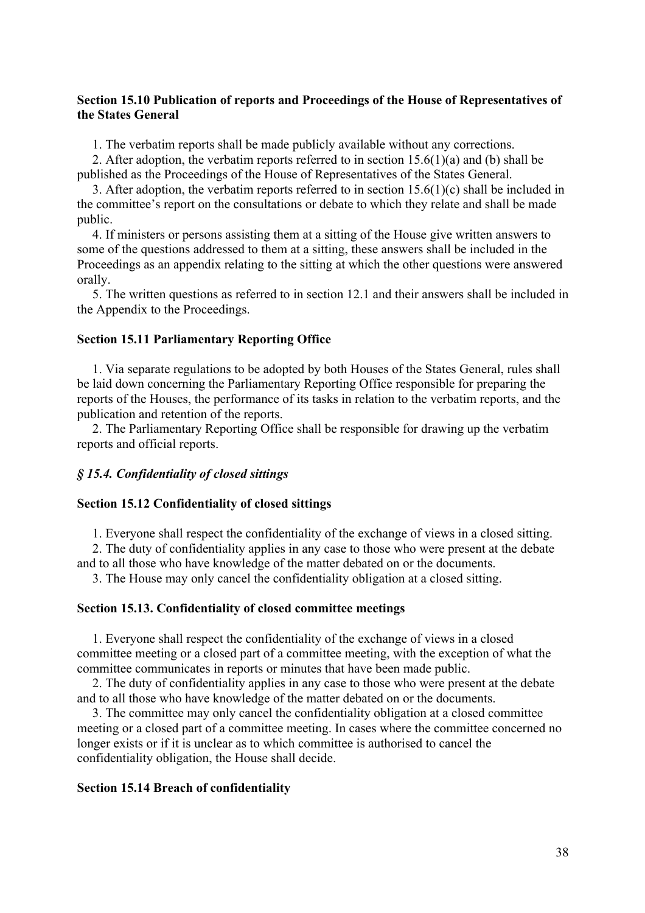**Section 15.10 Publication of reports and Proceedings of the House of Representatives of the States General**

1. The verbatim reports shall be made publicly available without any corrections.
2. After adoption, the verbatim reports referred to in section 15.6(1)(a) and (b) shall be published as the Proceedings of the House of Representatives of the States General.
3. After adoption, the verbatim reports referred to in section 15.6(1)(c) shall be included in the committee's report on the consultations or debate to which they relate and shall be made public.
4. If ministers or persons assisting them at a sitting of the House give written answers to some of the questions addressed to them at a sitting, these answers shall be included in the Proceedings as an appendix relating to the sitting at which the other questions were answered orally.
5. The written questions as referred to in section 12.1 and their answers shall be included in the Appendix to the Proceedings.

**Section 15.11 Parliamentary Reporting Office**

1. Via separate regulations to be adopted by both Houses of the States General, rules shall be laid down concerning the Parliamentary Reporting Office responsible for preparing the reports of the Houses, the performance of its tasks in relation to the verbatim reports, and the publication and retention of the reports.
2. The Parliamentary Reporting Office shall be responsible for drawing up the verbatim reports and official reports.

***§ 15.4. Confidentiality of closed sittings***

**Section 15.12 Confidentiality of closed sittings**

1. Everyone shall respect the confidentiality of the exchange of views in a closed sitting.
2. The duty of confidentiality applies in any case to those who were present at the debate and to all those who have knowledge of the matter debated on or the documents.
3. The House may only cancel the confidentiality obligation at a closed sitting.

**Section 15.13. Confidentiality of closed committee meetings**

1. Everyone shall respect the confidentiality of the exchange of views in a closed committee meeting or a closed part of a committee meeting, with the exception of what the committee communicates in reports or minutes that have been made public.
2. The duty of confidentiality applies in any case to those who were present at the debate and to all those who have knowledge of the matter debated on or the documents.
3. The committee may only cancel the confidentiality obligation at a closed committee meeting or a closed part of a committee meeting. In cases where the committee concerned no longer exists or if it is unclear as to which committee is authorised to cancel the confidentiality obligation, the House shall decide.

**Section 15.14 Breach of confidentiality**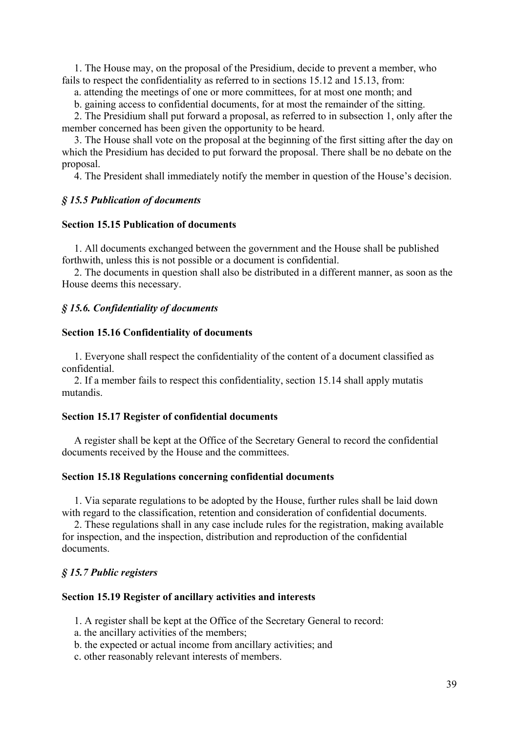1. The House may, on the proposal of the Presidium, decide to prevent a member, who fails to respect the confidentiality as referred to in sections 15.12 and 15.13, from:

a. attending the meetings of one or more committees, for at most one month; and

b. gaining access to confidential documents, for at most the remainder of the sitting.

2. The Presidium shall put forward a proposal, as referred to in subsection 1, only after the member concerned has been given the opportunity to be heard.

3. The House shall vote on the proposal at the beginning of the first sitting after the day on which the Presidium has decided to put forward the proposal. There shall be no debate on the proposal.

4. The President shall immediately notify the member in question of the House's decision.

### *§ 15.5 Publication of documents*

#### **Section 15.15 Publication of documents**

1. All documents exchanged between the government and the House shall be published forthwith, unless this is not possible or a document is confidential.

2. The documents in question shall also be distributed in a different manner, as soon as the House deems this necessary.

### *§ 15.6. Confidentiality of documents*

#### **Section 15.16 Confidentiality of documents**

1. Everyone shall respect the confidentiality of the content of a document classified as confidential.

2. If a member fails to respect this confidentiality, section 15.14 shall apply mutatis mutandis.

#### **Section 15.17 Register of confidential documents**

A register shall be kept at the Office of the Secretary General to record the confidential documents received by the House and the committees.

#### **Section 15.18 Regulations concerning confidential documents**

1. Via separate regulations to be adopted by the House, further rules shall be laid down with regard to the classification, retention and consideration of confidential documents.

2. These regulations shall in any case include rules for the registration, making available for inspection, and the inspection, distribution and reproduction of the confidential documents.

### *§ 15.7 Public registers*

#### **Section 15.19 Register of ancillary activities and interests**

1. A register shall be kept at the Office of the Secretary General to record:

a. the ancillary activities of the members;

b. the expected or actual income from ancillary activities; and

c. other reasonably relevant interests of members.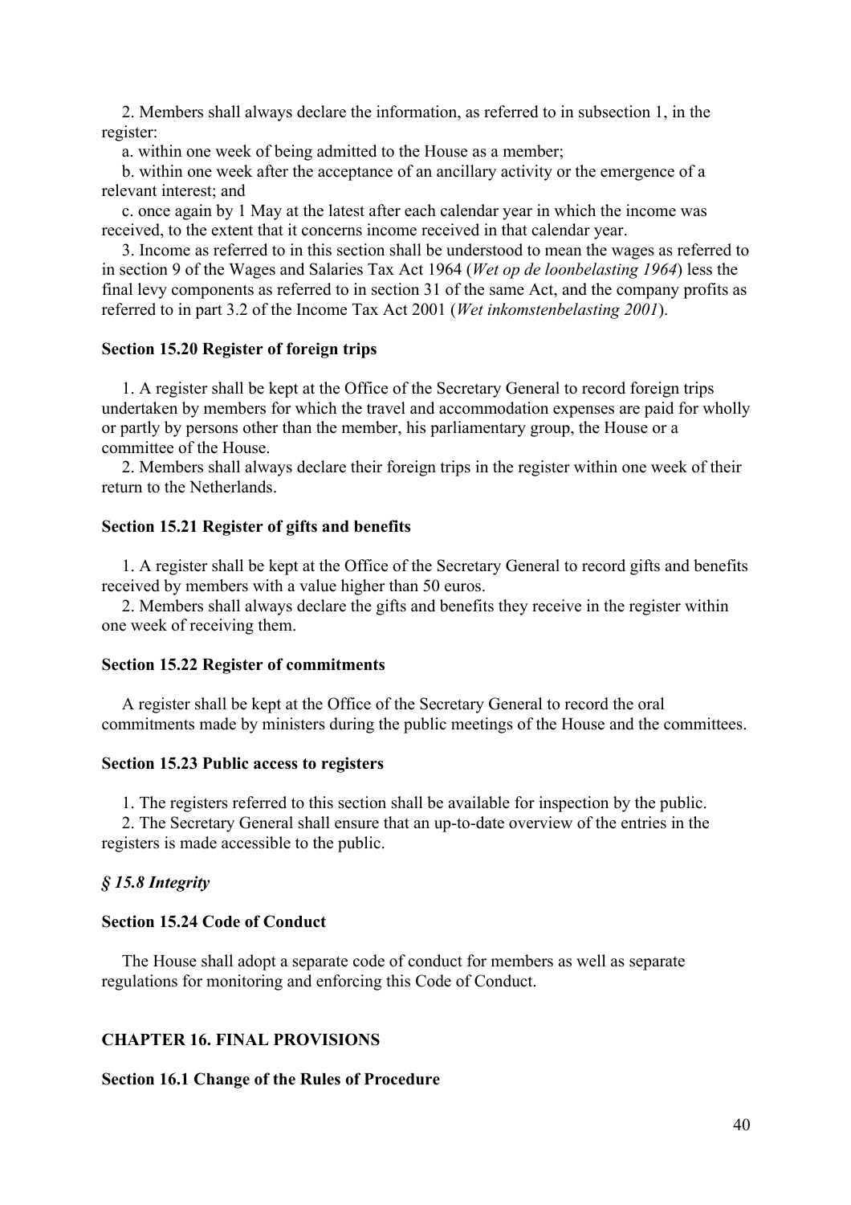2. Members shall always declare the information, as referred to in subsection 1, in the register:

a. within one week of being admitted to the House as a member;

b. within one week after the acceptance of an ancillary activity or the emergence of a relevant interest; and

c. once again by 1 May at the latest after each calendar year in which the income was received, to the extent that it concerns income received in that calendar year.

3. Income as referred to in this section shall be understood to mean the wages as referred to in section 9 of the Wages and Salaries Tax Act 1964 (*Wet op de loonbelasting 1964*) less the final levy components as referred to in section 31 of the same Act, and the company profits as referred to in part 3.2 of the Income Tax Act 2001 (*Wet inkomstenbelasting 2001*).

#### Section 15.20 Register of foreign trips

1. A register shall be kept at the Office of the Secretary General to record foreign trips undertaken by members for which the travel and accommodation expenses are paid for wholly or partly by persons other than the member, his parliamentary group, the House or a committee of the House.

2. Members shall always declare their foreign trips in the register within one week of their return to the Netherlands.

#### Section 15.21 Register of gifts and benefits

1. A register shall be kept at the Office of the Secretary General to record gifts and benefits received by members with a value higher than 50 euros.

2. Members shall always declare the gifts and benefits they receive in the register within one week of receiving them.

#### Section 15.22 Register of commitments

A register shall be kept at the Office of the Secretary General to record the oral commitments made by ministers during the public meetings of the House and the committees.

#### Section 15.23 Public access to registers

1. The registers referred to this section shall be available for inspection by the public.

2. The Secretary General shall ensure that an up-to-date overview of the entries in the registers is made accessible to the public.

### *§ 15.8 Integrity*

#### Section 15.24 Code of Conduct

The House shall adopt a separate code of conduct for members as well as separate regulations for monitoring and enforcing this Code of Conduct.

## CHAPTER 16. FINAL PROVISIONS

#### Section 16.1 Change of the Rules of Procedure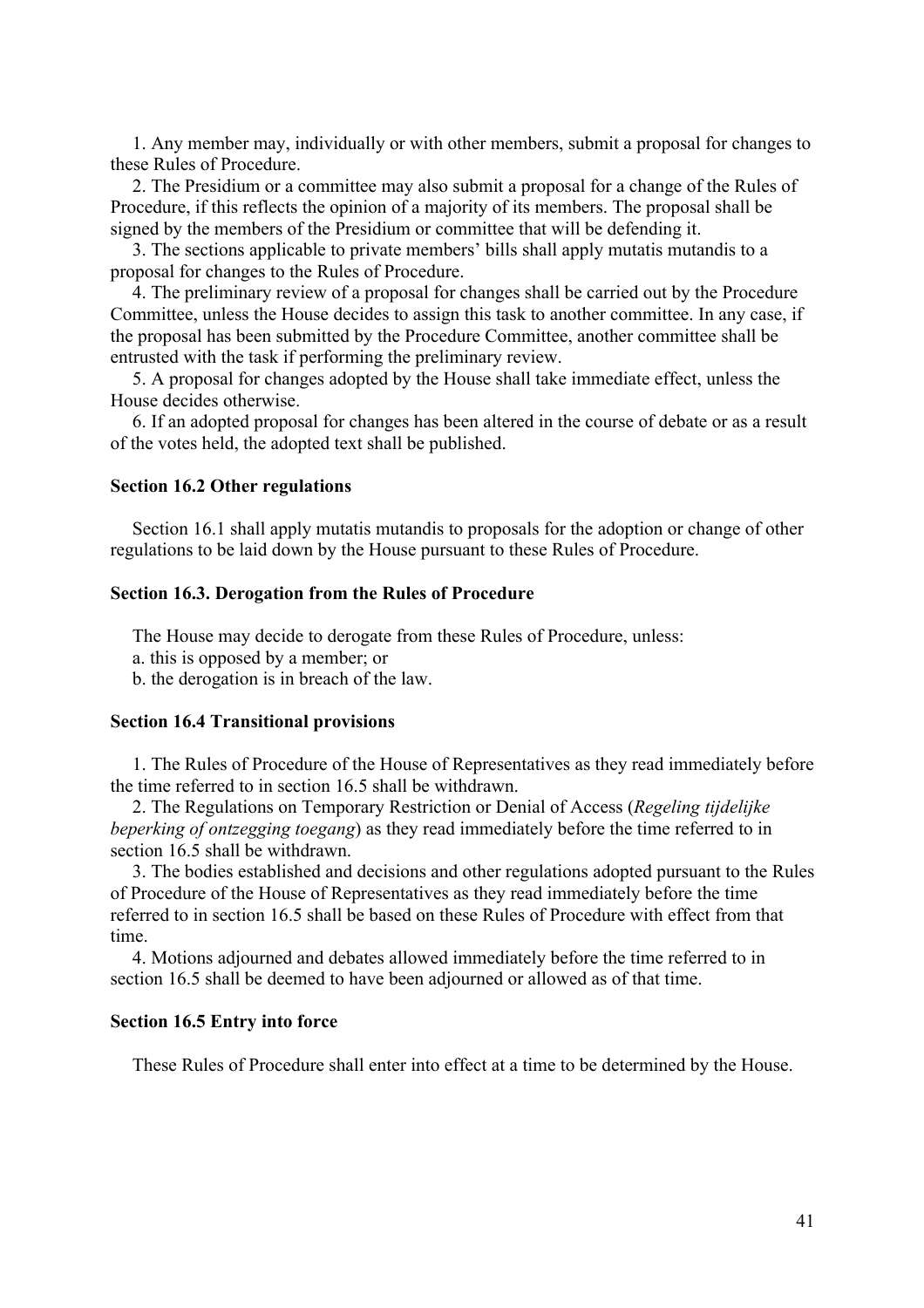1. Any member may, individually or with other members, submit a proposal for changes to these Rules of Procedure.

2. The Presidium or a committee may also submit a proposal for a change of the Rules of Procedure, if this reflects the opinion of a majority of its members. The proposal shall be signed by the members of the Presidium or committee that will be defending it.

3. The sections applicable to private members' bills shall apply mutatis mutandis to a proposal for changes to the Rules of Procedure.

4. The preliminary review of a proposal for changes shall be carried out by the Procedure Committee, unless the House decides to assign this task to another committee. In any case, if the proposal has been submitted by the Procedure Committee, another committee shall be entrusted with the task if performing the preliminary review.

5. A proposal for changes adopted by the House shall take immediate effect, unless the House decides otherwise.

6. If an adopted proposal for changes has been altered in the course of debate or as a result of the votes held, the adopted text shall be published.

**Section 16.2 Other regulations**

Section 16.1 shall apply mutatis mutandis to proposals for the adoption or change of other regulations to be laid down by the House pursuant to these Rules of Procedure.

**Section 16.3. Derogation from the Rules of Procedure**

The House may decide to derogate from these Rules of Procedure, unless:

a. this is opposed by a member; or

b. the derogation is in breach of the law.

**Section 16.4 Transitional provisions**

1. The Rules of Procedure of the House of Representatives as they read immediately before the time referred to in section 16.5 shall be withdrawn.

2. The Regulations on Temporary Restriction or Denial of Access (*Regeling tijdelijke beperking of ontzegging toegang*) as they read immediately before the time referred to in section 16.5 shall be withdrawn.

3. The bodies established and decisions and other regulations adopted pursuant to the Rules of Procedure of the House of Representatives as they read immediately before the time referred to in section 16.5 shall be based on these Rules of Procedure with effect from that time.

4. Motions adjourned and debates allowed immediately before the time referred to in section 16.5 shall be deemed to have been adjourned or allowed as of that time.

**Section 16.5 Entry into force**

These Rules of Procedure shall enter into effect at a time to be determined by the House.